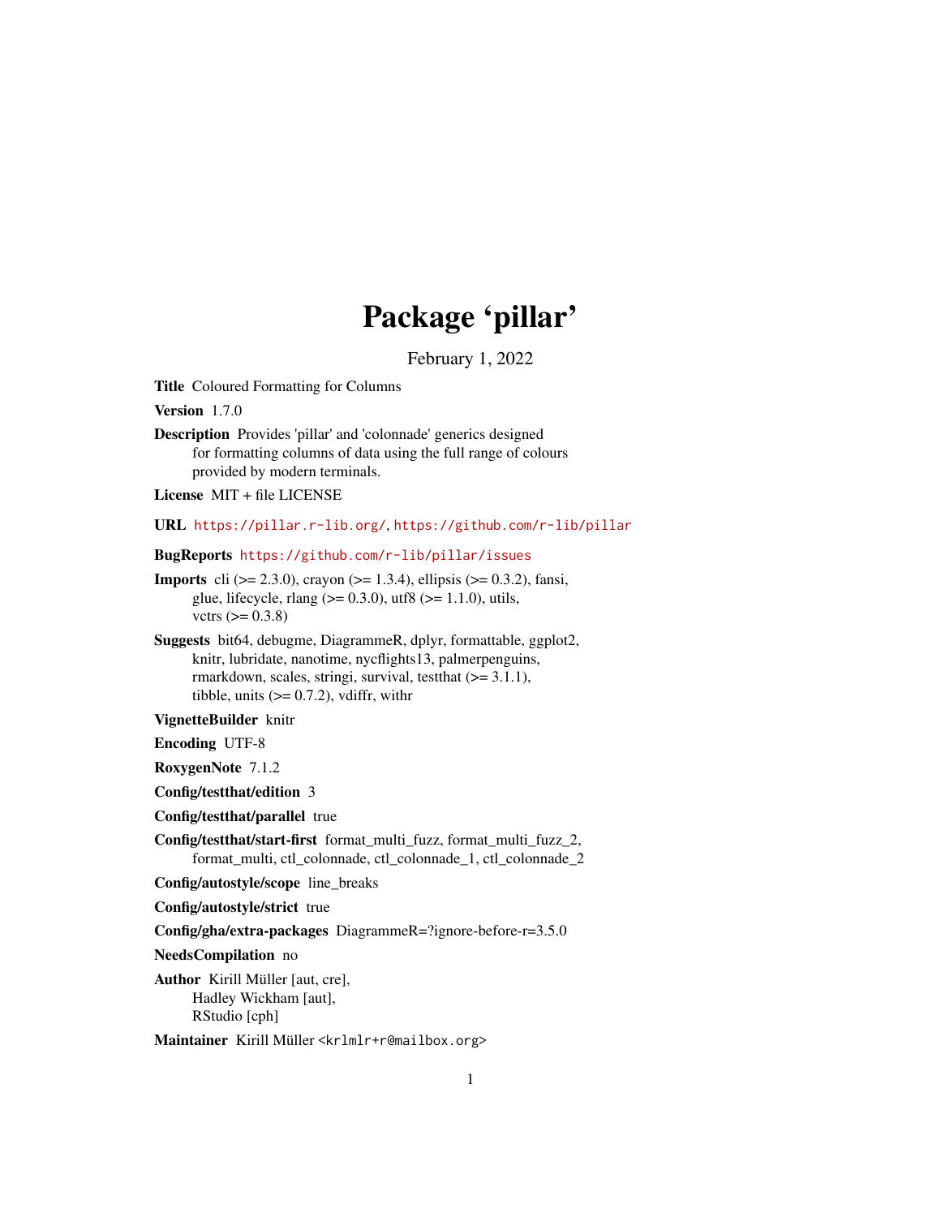# Package 'pillar'

February 1, 2022

**Title** Coloured Formatting for Columns

**Version** 1.7.0

**Description** Provides 'pillar' and 'colonnade' generics designed for formatting columns of data using the full range of colours provided by modern terminals.

**License** MIT + file LICENSE

**URL** https://pillar.r-lib.org/, https://github.com/r-lib/pillar

**BugReports** https://github.com/r-lib/pillar/issues

**Imports** cli (>= 2.3.0), crayon (>= 1.3.4), ellipsis (>= 0.3.2), fansi, glue, lifecycle, rlang (>= 0.3.0), utf8 (>= 1.1.0), utils, vctrs (>= 0.3.8)

**Suggests** bit64, debugme, DiagrammeR, dplyr, formattable, ggplot2, knitr, lubridate, nanotime, nycflights13, palmerpenguins, rmarkdown, scales, stringi, survival, testthat (>= 3.1.1), tibble, units (>= 0.7.2), vdiffr, withr

**VignetteBuilder** knitr

**Encoding** UTF-8

**RoxygenNote** 7.1.2

**Config/testthat/edition** 3

**Config/testthat/parallel** true

**Config/testthat/start-first** format_multi_fuzz, format_multi_fuzz_2, format_multi, ctl_colonnade, ctl_colonnade_1, ctl_colonnade_2

**Config/autostyle/scope** line_breaks

**Config/autostyle/strict** true

**Config/gha/extra-packages** DiagrammeR=?ignore-before-r=3.5.0

**NeedsCompilation** no

**Author** Kirill Müller [aut, cre], Hadley Wickham [aut], RStudio [cph]

**Maintainer** Kirill Müller <krlmlr+r@mailbox.org>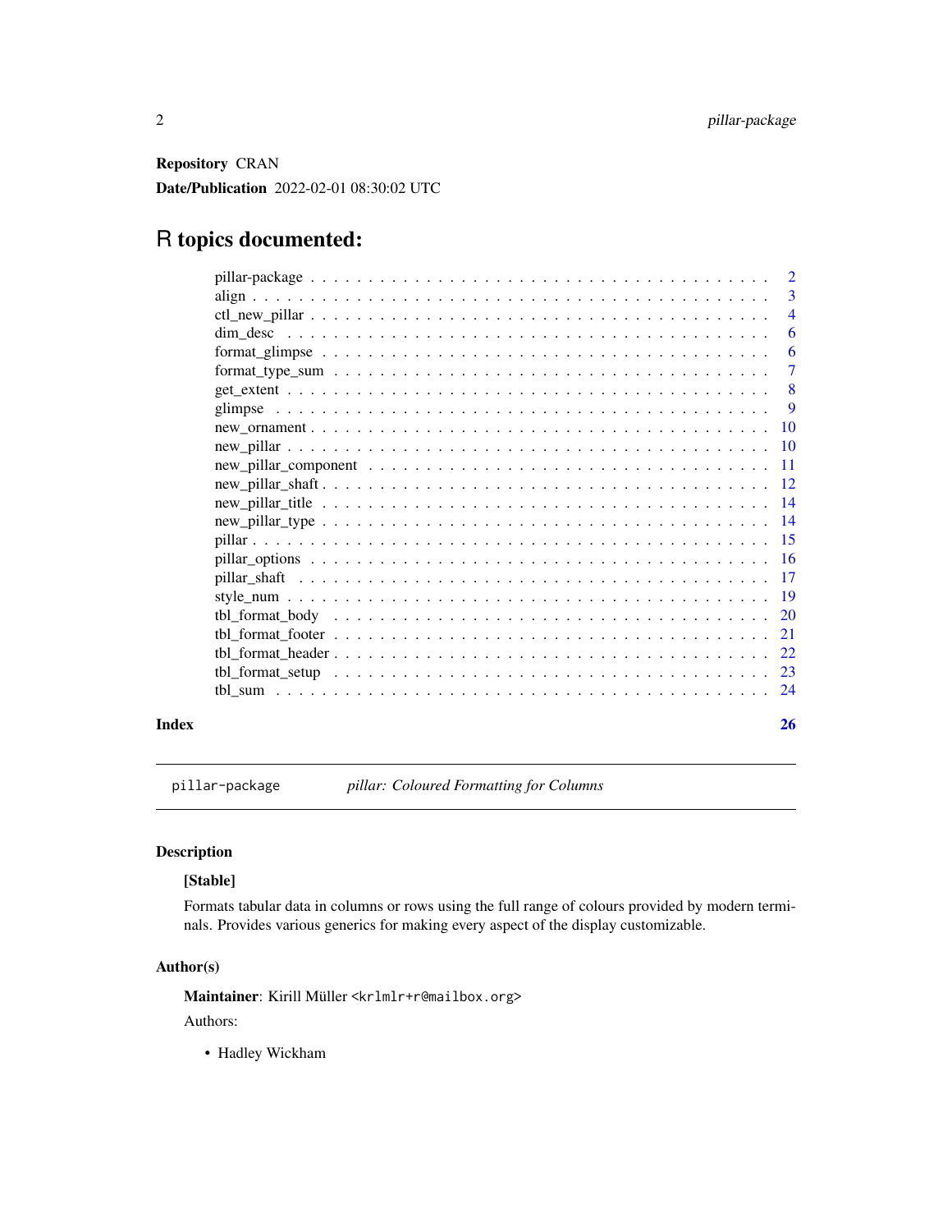**Repository** CRAN

**Date/Publication** 2022-02-01 08:30:02 UTC

# R topics documented:

| | |
|---|---|
| pillar-package | 2 |
| align | 3 |
| ctl_new_pillar | 4 |
| dim_desc | 6 |
| format_glimpse | 6 |
| format_type_sum | 7 |
| get_extent | 8 |
| glimpse | 9 |
| new_ornament | 10 |
| new_pillar | 10 |
| new_pillar_component | 11 |
| new_pillar_shaft | 12 |
| new_pillar_title | 14 |
| new_pillar_type | 14 |
| pillar | 15 |
| pillar_options | 16 |
| pillar_shaft | 17 |
| style_num | 19 |
| tbl_format_body | 20 |
| tbl_format_footer | 21 |
| tbl_format_header | 22 |
| tbl_format_setup | 23 |
| tbl_sum | 24 |

**Index** **26**

---

`pillar-package` *pillar: Coloured Formatting for Columns*

---

### Description

**[Stable]**

Formats tabular data in columns or rows using the full range of colours provided by modern terminals. Provides various generics for making every aspect of the display customizable.

### Author(s)

**Maintainer**: Kirill Müller <krlmlr+r@mailbox.org>

Authors:

- Hadley Wickham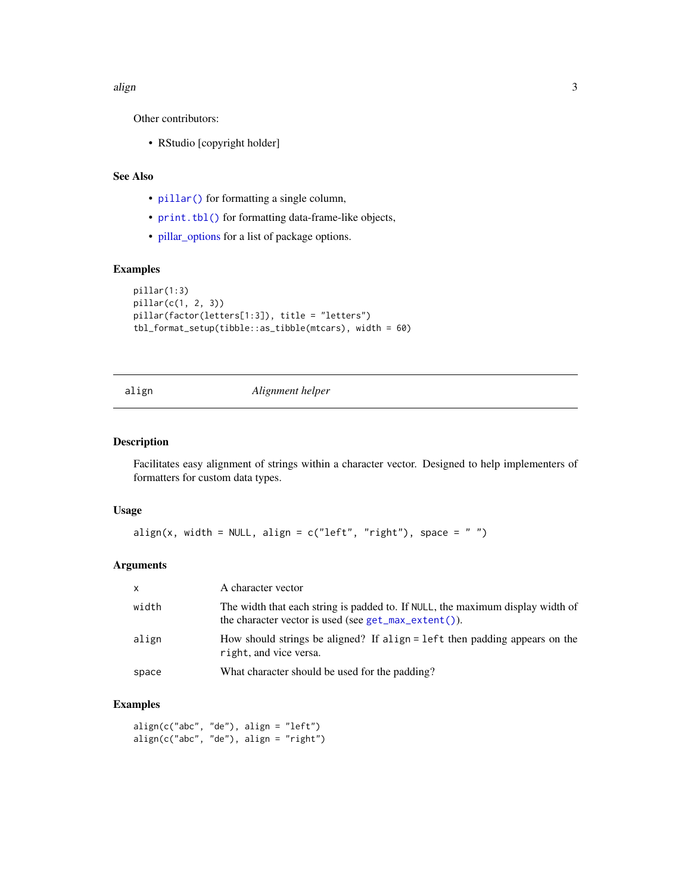Other contributors:

- RStudio [copyright holder]

## See Also

- `pillar()` for formatting a single column,
- `print.tbl()` for formatting data-frame-like objects,
- pillar_options for a list of package options.

## Examples

```
pillar(1:3)
pillar(c(1, 2, 3))
pillar(factor(letters[1:3]), title = "letters")
tbl_format_setup(tibble::as_tibble(mtcars), width = 60)
```

---

# align — *Alignment helper*

---

## Description

Facilitates easy alignment of strings within a character vector. Designed to help implementers of formatters for custom data types.

## Usage

```
align(x, width = NULL, align = c("left", "right"), space = " ")
```

## Arguments

| | |
|---|---|
| `x` | A character vector |
| `width` | The width that each string is padded to. If `NULL`, the maximum display width of the character vector is used (see `get_max_extent()`). |
| `align` | How should strings be aligned? If `align = left` then padding appears on the `right`, and vice versa. |
| `space` | What character should be used for the padding? |

## Examples

```
align(c("abc", "de"), align = "left")
align(c("abc", "de"), align = "right")
```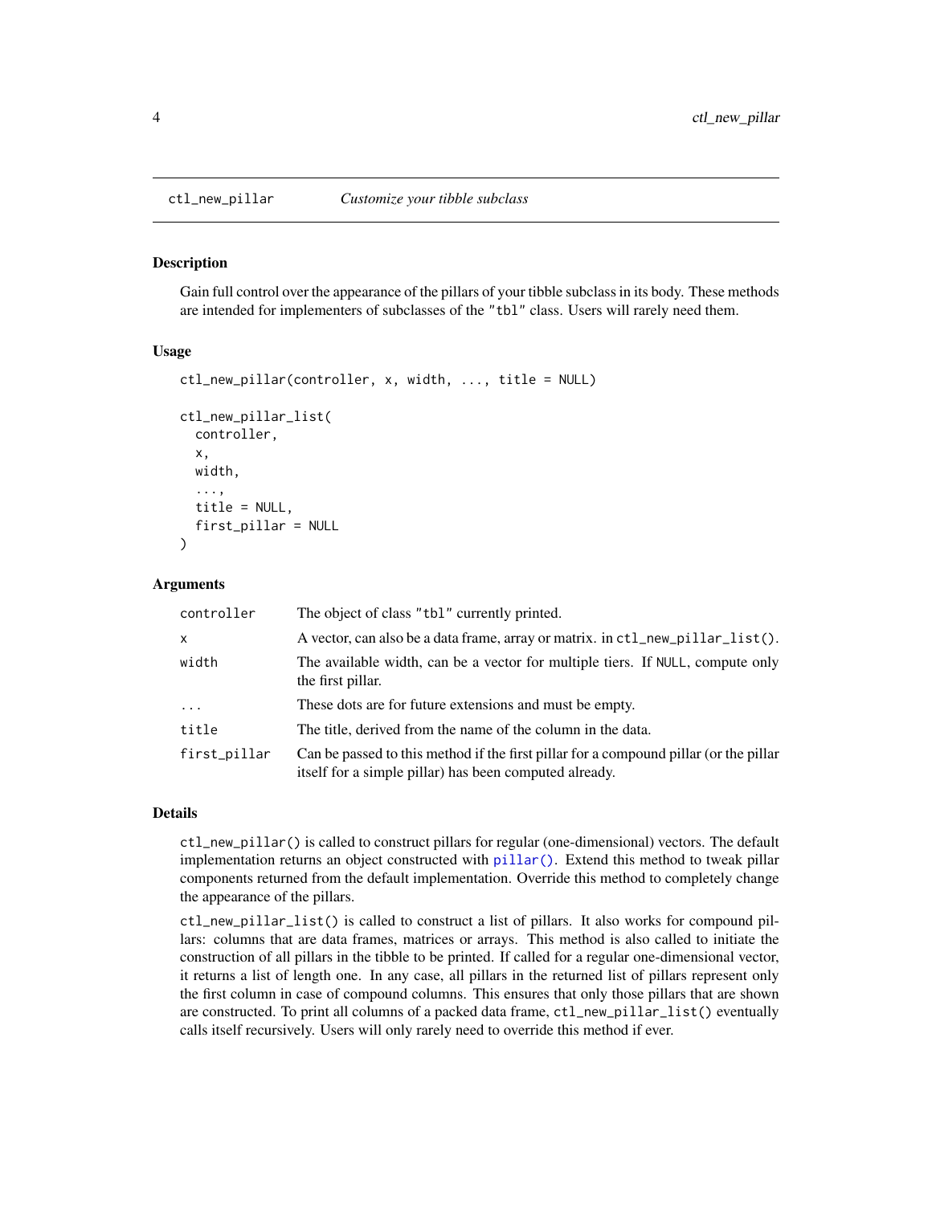`ctl_new_pillar` *Customize your tibble subclass*

## Description

Gain full control over the appearance of the pillars of your tibble subclass in its body. These methods are intended for implementers of subclasses of the "tbl" class. Users will rarely need them.

## Usage

```
ctl_new_pillar(controller, x, width, ..., title = NULL)

ctl_new_pillar_list(
  controller,
  x,
  width,
  ...,
  title = NULL,
  first_pillar = NULL
)
```

## Arguments

| | |
|---|---|
| `controller` | The object of class "tbl" currently printed. |
| `x` | A vector, can also be a data frame, array or matrix. in `ctl_new_pillar_list()`. |
| `width` | The available width, can be a vector for multiple tiers. If `NULL`, compute only the first pillar. |
| `...` | These dots are for future extensions and must be empty. |
| `title` | The title, derived from the name of the column in the data. |
| `first_pillar` | Can be passed to this method if the first pillar for a compound pillar (or the pillar itself for a simple pillar) has been computed already. |

## Details

`ctl_new_pillar()` is called to construct pillars for regular (one-dimensional) vectors. The default implementation returns an object constructed with `pillar()`. Extend this method to tweak pillar components returned from the default implementation. Override this method to completely change the appearance of the pillars.

`ctl_new_pillar_list()` is called to construct a list of pillars. It also works for compound pillars: columns that are data frames, matrices or arrays. This method is also called to initiate the construction of all pillars in the tibble to be printed. If called for a regular one-dimensional vector, it returns a list of length one. In any case, all pillars in the returned list of pillars represent only the first column in case of compound columns. This ensures that only those pillars that are shown are constructed. To print all columns of a packed data frame, `ctl_new_pillar_list()` eventually calls itself recursively. Users will only rarely need to override this method if ever.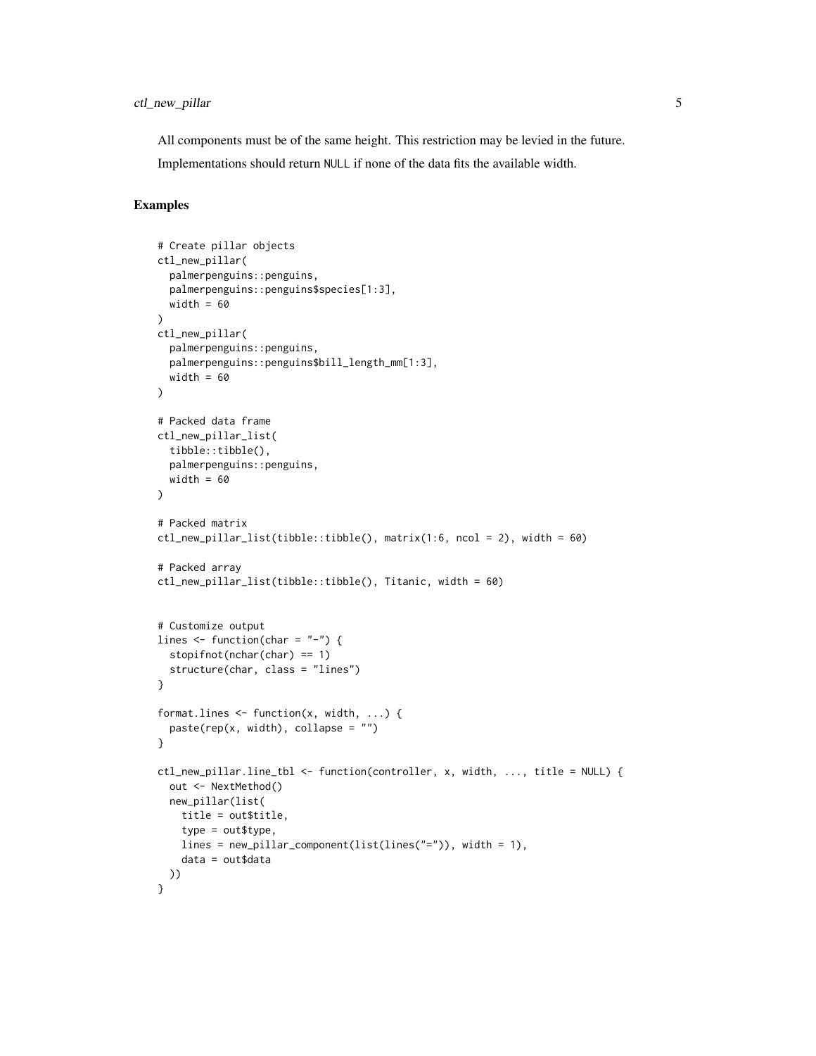All components must be of the same height. This restriction may be levied in the future.

Implementations should return NULL if none of the data fits the available width.

## Examples

```
# Create pillar objects
ctl_new_pillar(
  palmerpenguins::penguins,
  palmerpenguins::penguins$species[1:3],
  width = 60
)
ctl_new_pillar(
  palmerpenguins::penguins,
  palmerpenguins::penguins$bill_length_mm[1:3],
  width = 60
)

# Packed data frame
ctl_new_pillar_list(
  tibble::tibble(),
  palmerpenguins::penguins,
  width = 60
)

# Packed matrix
ctl_new_pillar_list(tibble::tibble(), matrix(1:6, ncol = 2), width = 60)

# Packed array
ctl_new_pillar_list(tibble::tibble(), Titanic, width = 60)


# Customize output
lines <- function(char = "-") {
  stopifnot(nchar(char) == 1)
  structure(char, class = "lines")
}

format.lines <- function(x, width, ...) {
  paste(rep(x, width), collapse = "")
}

ctl_new_pillar.line_tbl <- function(controller, x, width, ..., title = NULL) {
  out <- NextMethod()
  new_pillar(list(
    title = out$title,
    type = out$type,
    lines = new_pillar_component(list(lines("=")), width = 1),
    data = out$data
  ))
}
```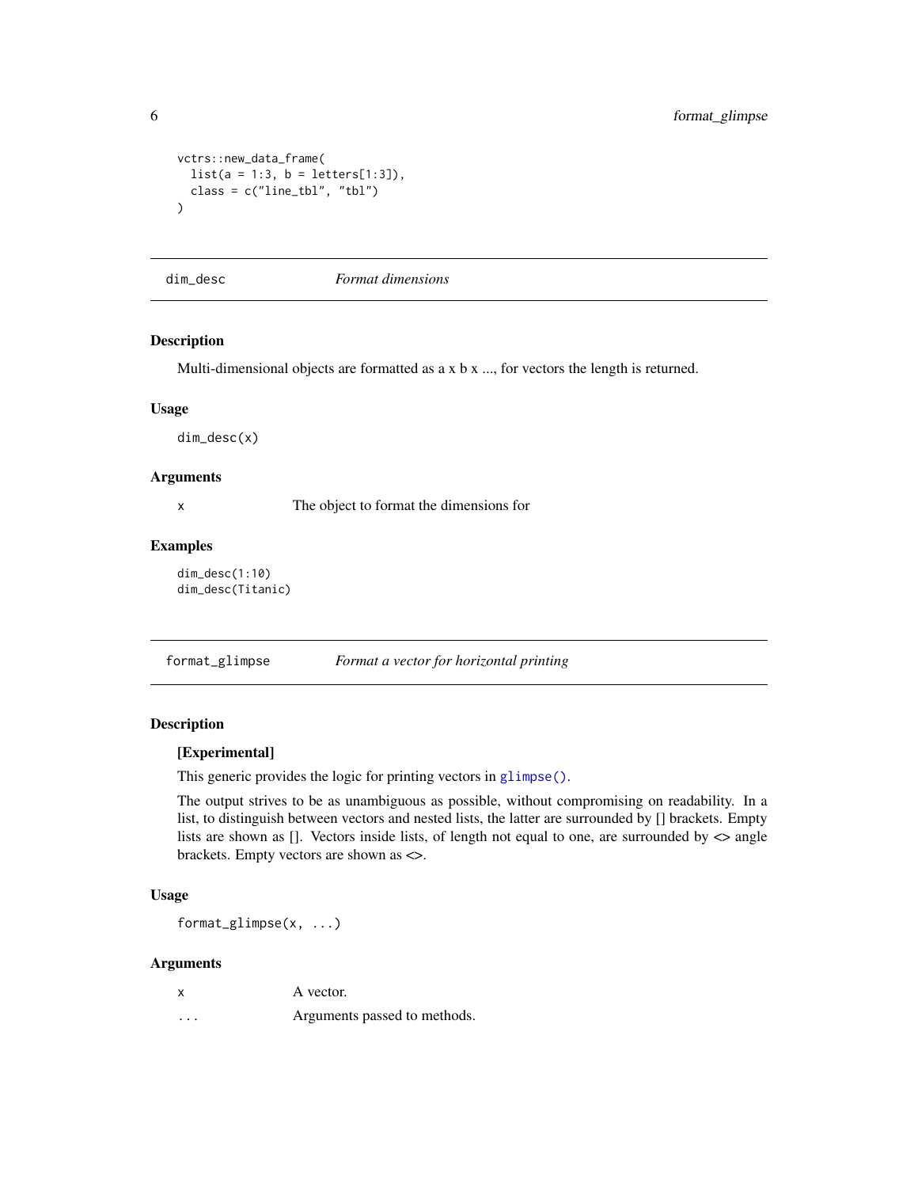```
vctrs::new_data_frame(
  list(a = 1:3, b = letters[1:3]),
  class = c("line_tbl", "tbl")
)
```

---

## dim_desc — *Format dimensions*

### Description

Multi-dimensional objects are formatted as a x b x ..., for vectors the length is returned.

### Usage

```
dim_desc(x)
```

### Arguments

| | |
|---|---|
| x | The object to format the dimensions for |

### Examples

```
dim_desc(1:10)
dim_desc(Titanic)
```

---

## format_glimpse — *Format a vector for horizontal printing*

### Description

**[Experimental]**

This generic provides the logic for printing vectors in `glimpse()`.

The output strives to be as unambiguous as possible, without compromising on readability. In a list, to distinguish between vectors and nested lists, the latter are surrounded by [] brackets. Empty lists are shown as []. Vectors inside lists, of length not equal to one, are surrounded by <> angle brackets. Empty vectors are shown as <>.

### Usage

```
format_glimpse(x, ...)
```

### Arguments

| | |
|---|---|
| x | A vector. |
| ... | Arguments passed to methods. |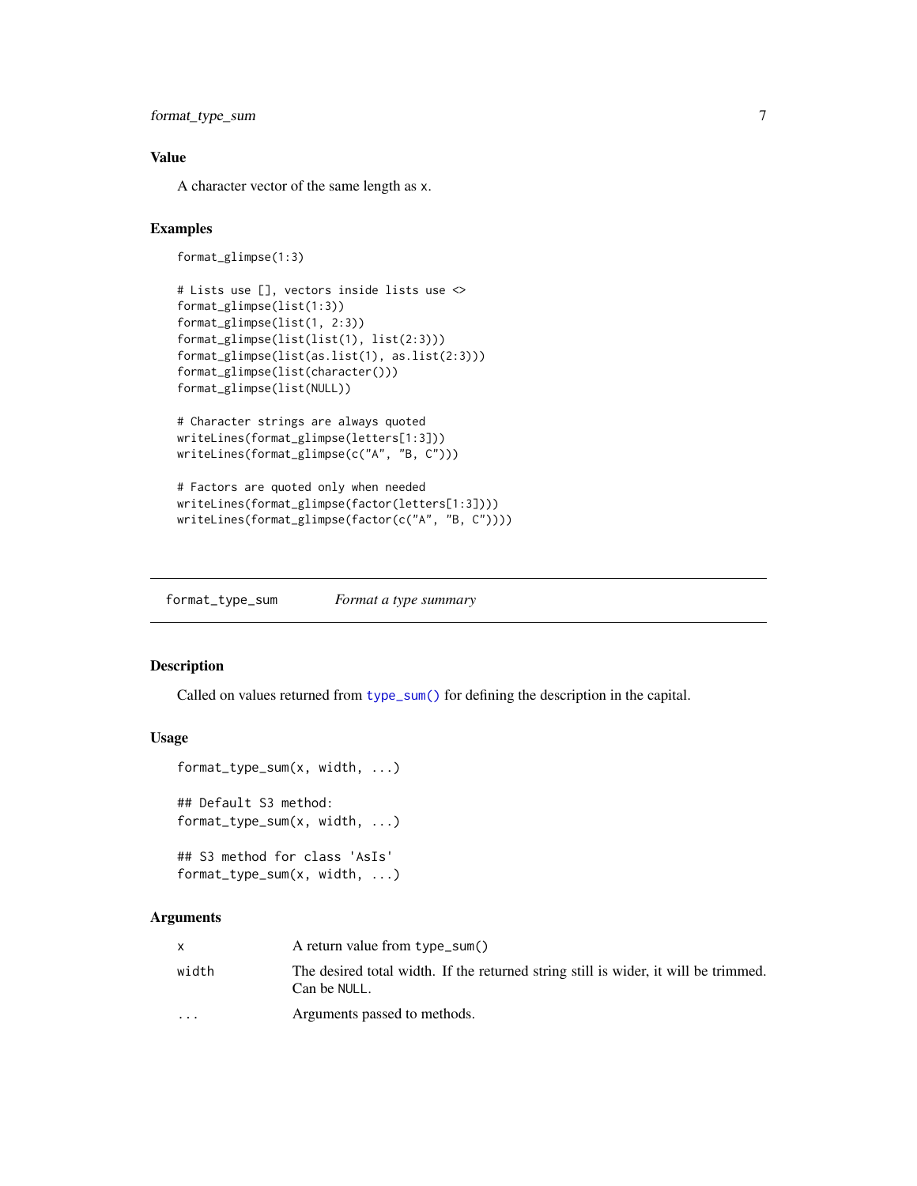### Value

A character vector of the same length as `x`.

### Examples

```
format_glimpse(1:3)

# Lists use [], vectors inside lists use <>
format_glimpse(list(1:3))
format_glimpse(list(1, 2:3))
format_glimpse(list(list(1), list(2:3)))
format_glimpse(list(as.list(1), as.list(2:3)))
format_glimpse(list(character()))
format_glimpse(list(NULL))

# Character strings are always quoted
writeLines(format_glimpse(letters[1:3]))
writeLines(format_glimpse(c("A", "B, C")))

# Factors are quoted only when needed
writeLines(format_glimpse(factor(letters[1:3])))
writeLines(format_glimpse(factor(c("A", "B, C"))))
```

---

## format_type_sum    *Format a type summary*

---

### Description

Called on values returned from `type_sum()` for defining the description in the capital.

### Usage

```
format_type_sum(x, width, ...)

## Default S3 method:
format_type_sum(x, width, ...)

## S3 method for class 'AsIs'
format_type_sum(x, width, ...)
```

### Arguments

| | |
|---|---|
| `x` | A return value from `type_sum()` |
| `width` | The desired total width. If the returned string still is wider, it will be trimmed. Can be `NULL`. |
| `...` | Arguments passed to methods. |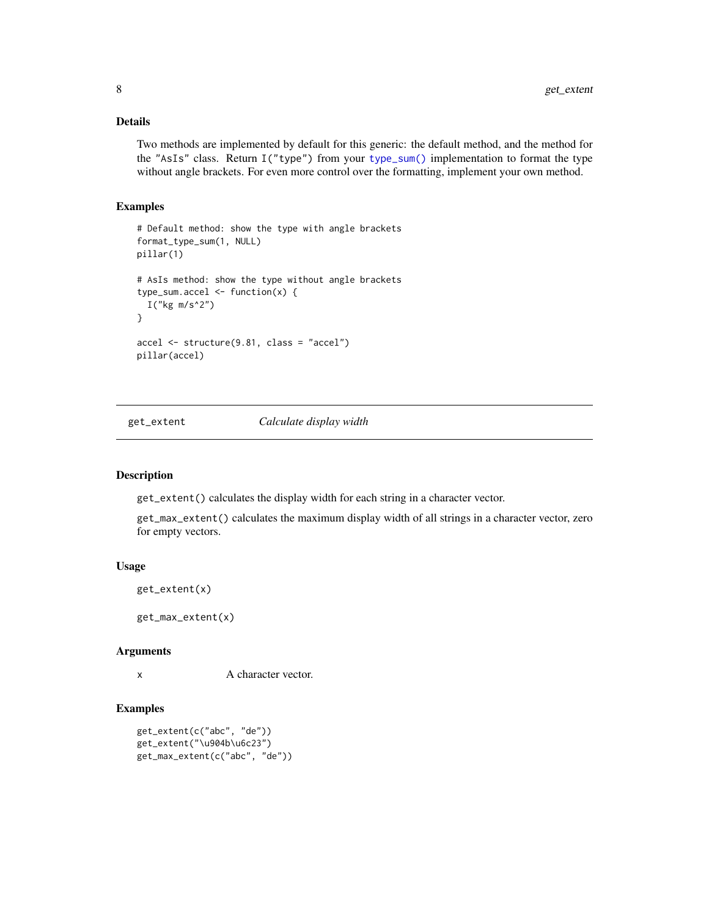### Details

Two methods are implemented by default for this generic: the default method, and the method for the "AsIs" class. Return I("type") from your type_sum() implementation to format the type without angle brackets. For even more control over the formatting, implement your own method.

### Examples

```
# Default method: show the type with angle brackets
format_type_sum(1, NULL)
pillar(1)

# AsIs method: show the type without angle brackets
type_sum.accel <- function(x) {
  I("kg m/s^2")
}

accel <- structure(9.81, class = "accel")
pillar(accel)
```

---

## get_extent — *Calculate display width*

### Description

get_extent() calculates the display width for each string in a character vector.

get_max_extent() calculates the maximum display width of all strings in a character vector, zero for empty vectors.

### Usage

```
get_extent(x)

get_max_extent(x)
```

### Arguments

| | |
|---|---|
| x | A character vector. |

### Examples

```
get_extent(c("abc", "de"))
get_extent("\u904b\u6c23")
get_max_extent(c("abc", "de"))
```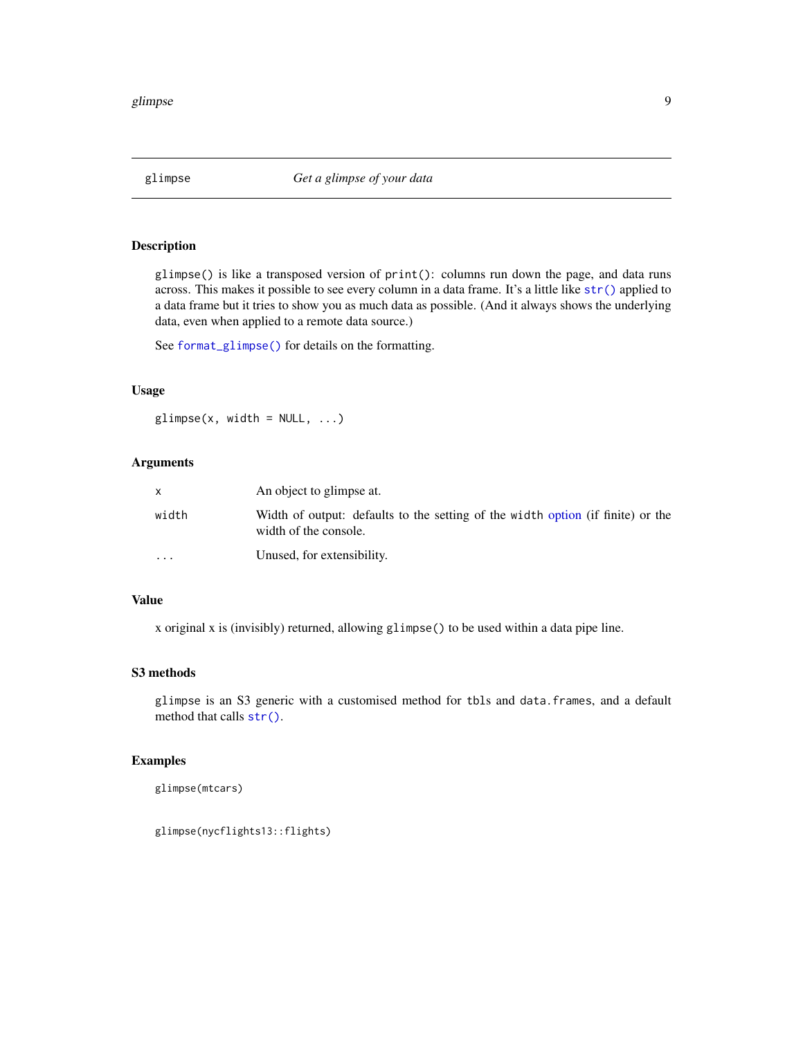## glimpse — *Get a glimpse of your data*

### Description

`glimpse()` is like a transposed version of `print()`: columns run down the page, and data runs across. This makes it possible to see every column in a data frame. It's a little like `str()` applied to a data frame but it tries to show you as much data as possible. (And it always shows the underlying data, even when applied to a remote data source.)

See `format_glimpse()` for details on the formatting.

### Usage

```
glimpse(x, width = NULL, ...)
```

### Arguments

| | |
|---|---|
| `x` | An object to glimpse at. |
| `width` | Width of output: defaults to the setting of the `width` option (if finite) or the width of the console. |
| `...` | Unused, for extensibility. |

### Value

x original x is (invisibly) returned, allowing `glimpse()` to be used within a data pipe line.

### S3 methods

`glimpse` is an S3 generic with a customised method for `tbl`s and `data.frame`s, and a default method that calls `str()`.

### Examples

```
glimpse(mtcars)


glimpse(nycflights13::flights)
```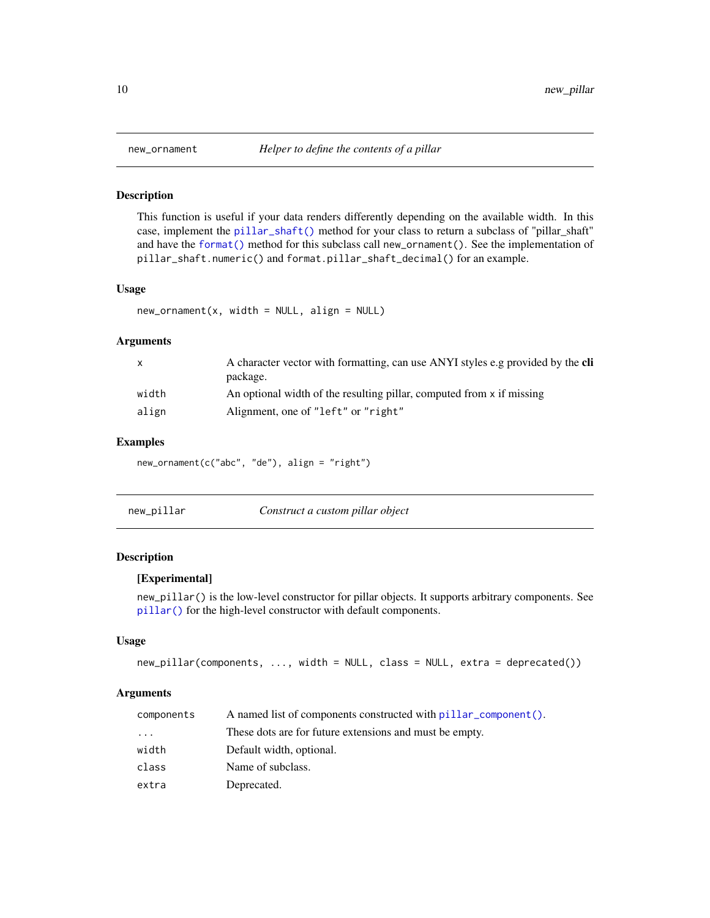## new_ornament — *Helper to define the contents of a pillar*

### Description

This function is useful if your data renders differently depending on the available width. In this case, implement the `pillar_shaft()` method for your class to return a subclass of "pillar_shaft" and have the `format()` method for this subclass call `new_ornament()`. See the implementation of `pillar_shaft.numeric()` and `format.pillar_shaft_decimal()` for an example.

### Usage

```
new_ornament(x, width = NULL, align = NULL)
```

### Arguments

| | |
|---|---|
| `x` | A character vector with formatting, can use ANYI styles e.g provided by the **cli** package. |
| `width` | An optional width of the resulting pillar, computed from x if missing |
| `align` | Alignment, one of `"left"` or `"right"` |

### Examples

```
new_ornament(c("abc", "de"), align = "right")
```

## new_pillar — *Construct a custom pillar object*

### Description

**[Experimental]**

`new_pillar()` is the low-level constructor for pillar objects. It supports arbitrary components. See `pillar()` for the high-level constructor with default components.

### Usage

```
new_pillar(components, ..., width = NULL, class = NULL, extra = deprecated())
```

### Arguments

| | |
|---|---|
| `components` | A named list of components constructed with `pillar_component()`. |
| `...` | These dots are for future extensions and must be empty. |
| `width` | Default width, optional. |
| `class` | Name of subclass. |
| `extra` | Deprecated. |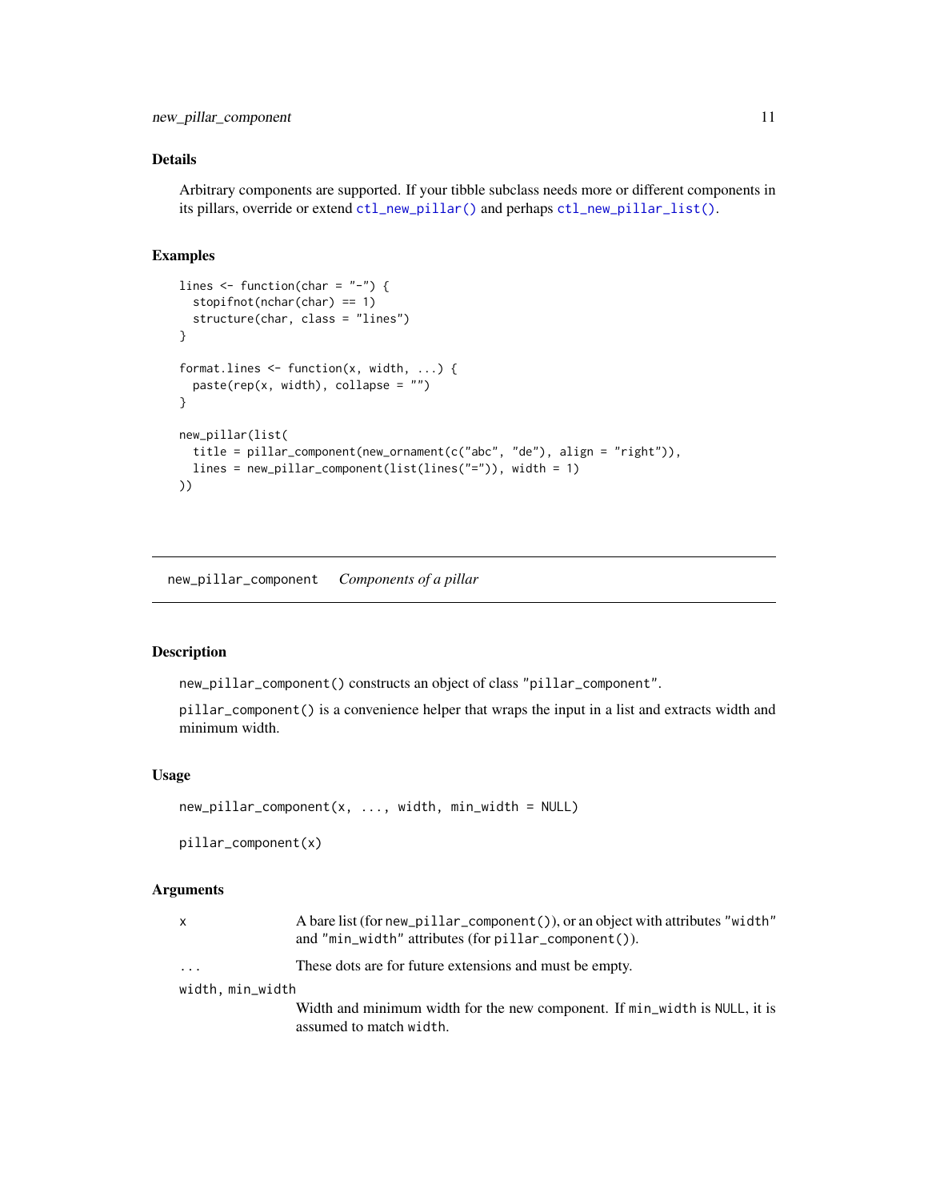## Details

Arbitrary components are supported. If your tibble subclass needs more or different components in its pillars, override or extend `ctl_new_pillar()` and perhaps `ctl_new_pillar_list()`.

## Examples

```
lines <- function(char = "-") {
  stopifnot(nchar(char) == 1)
  structure(char, class = "lines")
}

format.lines <- function(x, width, ...) {
  paste(rep(x, width), collapse = "")
}

new_pillar(list(
  title = pillar_component(new_ornament(c("abc", "de"), align = "right")),
  lines = new_pillar_component(list(lines("=")), width = 1)
))
```

---

# new_pillar_component    *Components of a pillar*

## Description

`new_pillar_component()` constructs an object of class `"pillar_component"`.

`pillar_component()` is a convenience helper that wraps the input in a list and extracts width and minimum width.

## Usage

```
new_pillar_component(x, ..., width, min_width = NULL)

pillar_component(x)
```

## Arguments

| | |
|---|---|
| `x` | A bare list (for `new_pillar_component()`), or an object with attributes `"width"` and `"min_width"` attributes (for `pillar_component()`). |
| `...` | These dots are for future extensions and must be empty. |
| `width, min_width` | Width and minimum width for the new component. If `min_width` is `NULL`, it is assumed to match `width`. |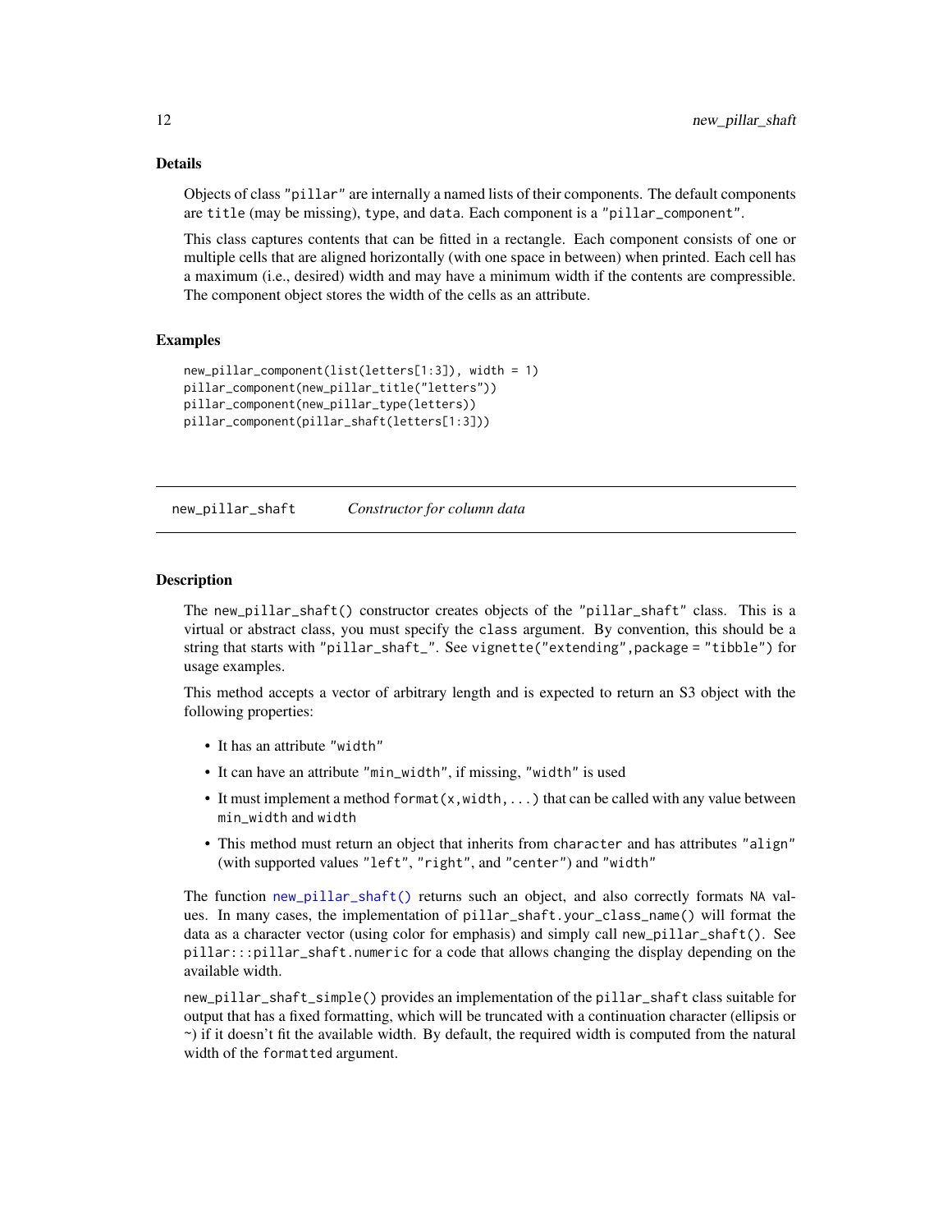## Details

Objects of class "pillar" are internally a named lists of their components. The default components are title (may be missing), type, and data. Each component is a "pillar_component".

This class captures contents that can be fitted in a rectangle. Each component consists of one or multiple cells that are aligned horizontally (with one space in between) when printed. Each cell has a maximum (i.e., desired) width and may have a minimum width if the contents are compressible. The component object stores the width of the cells as an attribute.

## Examples

```
new_pillar_component(list(letters[1:3]), width = 1)
pillar_component(new_pillar_title("letters"))
pillar_component(new_pillar_type(letters))
pillar_component(pillar_shaft(letters[1:3]))
```

---

# new_pillar_shaft    *Constructor for column data*

---

## Description

The new_pillar_shaft() constructor creates objects of the "pillar_shaft" class. This is a virtual or abstract class, you must specify the class argument. By convention, this should be a string that starts with "pillar_shaft_". See vignette("extending",package = "tibble") for usage examples.

This method accepts a vector of arbitrary length and is expected to return an S3 object with the following properties:

- It has an attribute "width"
- It can have an attribute "min_width", if missing, "width" is used
- It must implement a method format(x,width,...) that can be called with any value between min_width and width
- This method must return an object that inherits from character and has attributes "align" (with supported values "left", "right", and "center") and "width"

The function new_pillar_shaft() returns such an object, and also correctly formats NA values. In many cases, the implementation of pillar_shaft.your_class_name() will format the data as a character vector (using color for emphasis) and simply call new_pillar_shaft(). See pillar:::pillar_shaft.numeric for a code that allows changing the display depending on the available width.

new_pillar_shaft_simple() provides an implementation of the pillar_shaft class suitable for output that has a fixed formatting, which will be truncated with a continuation character (ellipsis or ~) if it doesn't fit the available width. By default, the required width is computed from the natural width of the formatted argument.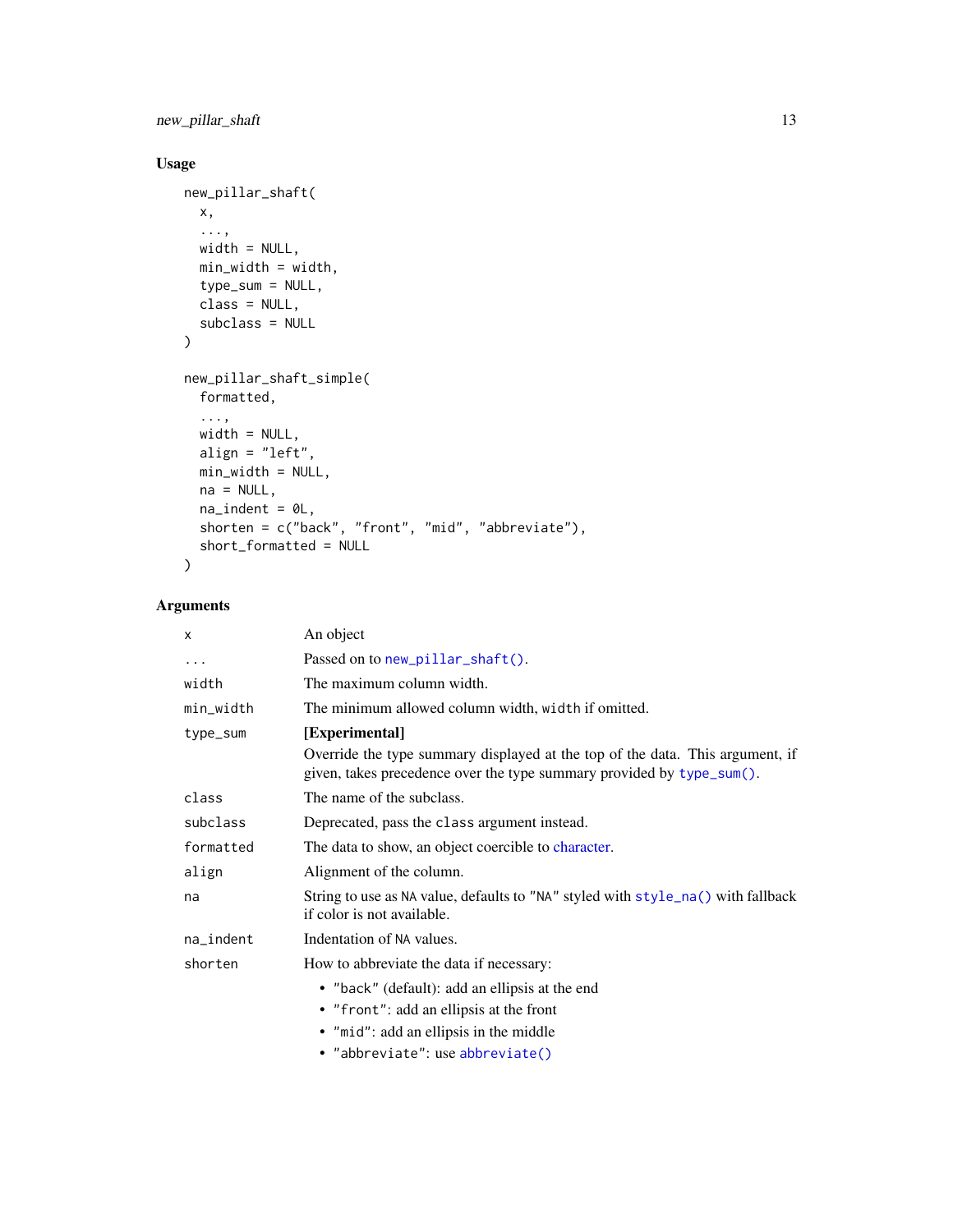## Usage

```
new_pillar_shaft(
  x,
  ...,
  width = NULL,
  min_width = width,
  type_sum = NULL,
  class = NULL,
  subclass = NULL
)

new_pillar_shaft_simple(
  formatted,
  ...,
  width = NULL,
  align = "left",
  min_width = NULL,
  na = NULL,
  na_indent = 0L,
  shorten = c("back", "front", "mid", "abbreviate"),
  short_formatted = NULL
)
```

## Arguments

| | |
|---|---|
| `x` | An object |
| `...` | Passed on to `new_pillar_shaft()`. |
| `width` | The maximum column width. |
| `min_width` | The minimum allowed column width, `width` if omitted. |
| `type_sum` | **[Experimental]** Override the type summary displayed at the top of the data. This argument, if given, takes precedence over the type summary provided by `type_sum()`. |
| `class` | The name of the subclass. |
| `subclass` | Deprecated, pass the `class` argument instead. |
| `formatted` | The data to show, an object coercible to character. |
| `align` | Alignment of the column. |
| `na` | String to use as `NA` value, defaults to `"NA"` styled with `style_na()` with fallback if color is not available. |
| `na_indent` | Indentation of `NA` values. |
| `shorten` | How to abbreviate the data if necessary:<br>• `"back"` (default): add an ellipsis at the end<br>• `"front"`: add an ellipsis at the front<br>• `"mid"`: add an ellipsis in the middle<br>• `"abbreviate"`: use `abbreviate()` |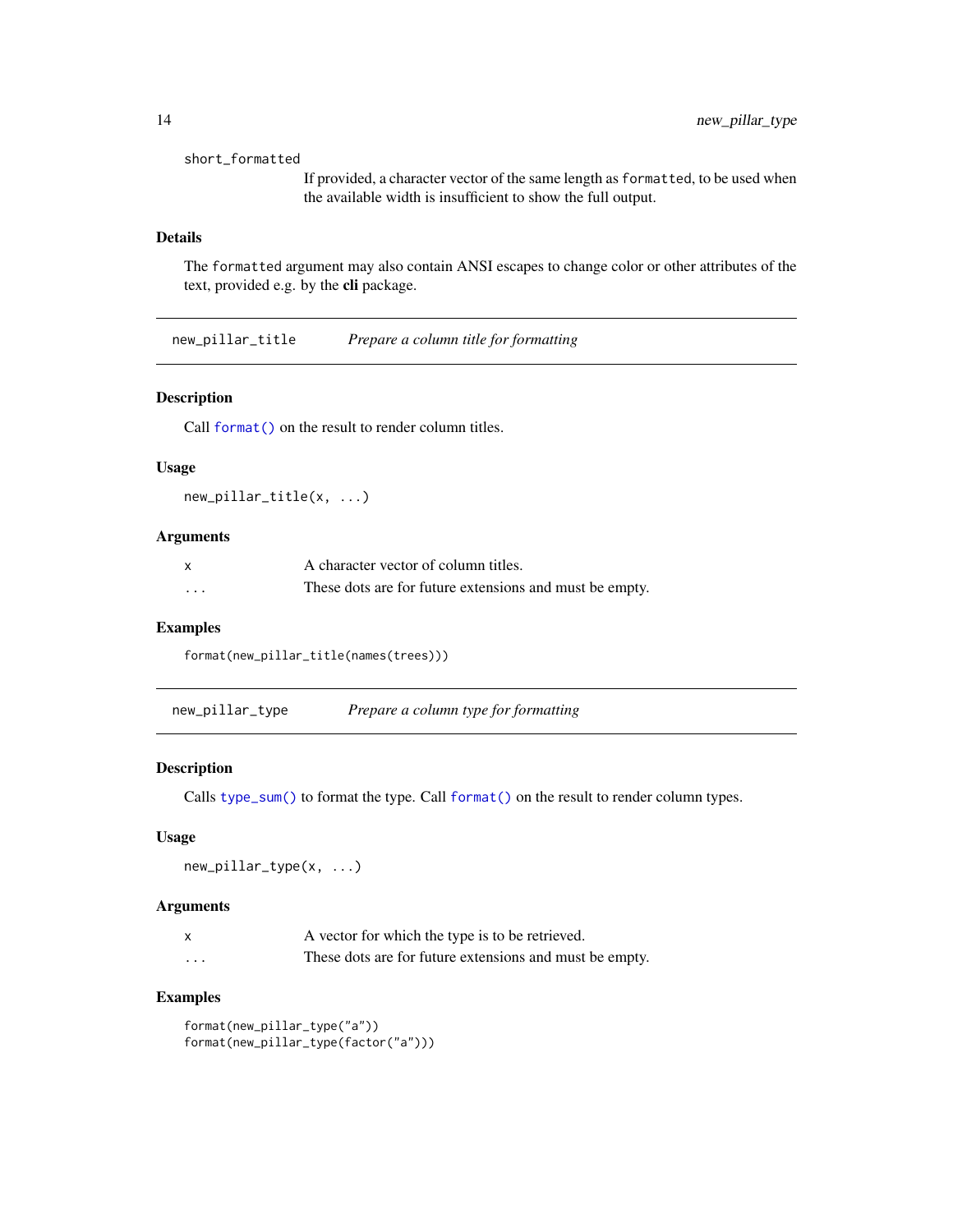short_formatted
: If provided, a character vector of the same length as `formatted`, to be used when the available width is insufficient to show the full output.

### Details

The `formatted` argument may also contain ANSI escapes to change color or other attributes of the text, provided e.g. by the **cli** package.

---

## new_pillar_title — *Prepare a column title for formatting*

### Description

Call `format()` on the result to render column titles.

### Usage

```
new_pillar_title(x, ...)
```

### Arguments

| | |
|---|---|
| `x` | A character vector of column titles. |
| `...` | These dots are for future extensions and must be empty. |

### Examples

```
format(new_pillar_title(names(trees)))
```

---

## new_pillar_type — *Prepare a column type for formatting*

### Description

Calls `type_sum()` to format the type. Call `format()` on the result to render column types.

### Usage

```
new_pillar_type(x, ...)
```

### Arguments

| | |
|---|---|
| `x` | A vector for which the type is to be retrieved. |
| `...` | These dots are for future extensions and must be empty. |

### Examples

```
format(new_pillar_type("a"))
format(new_pillar_type(factor("a")))
```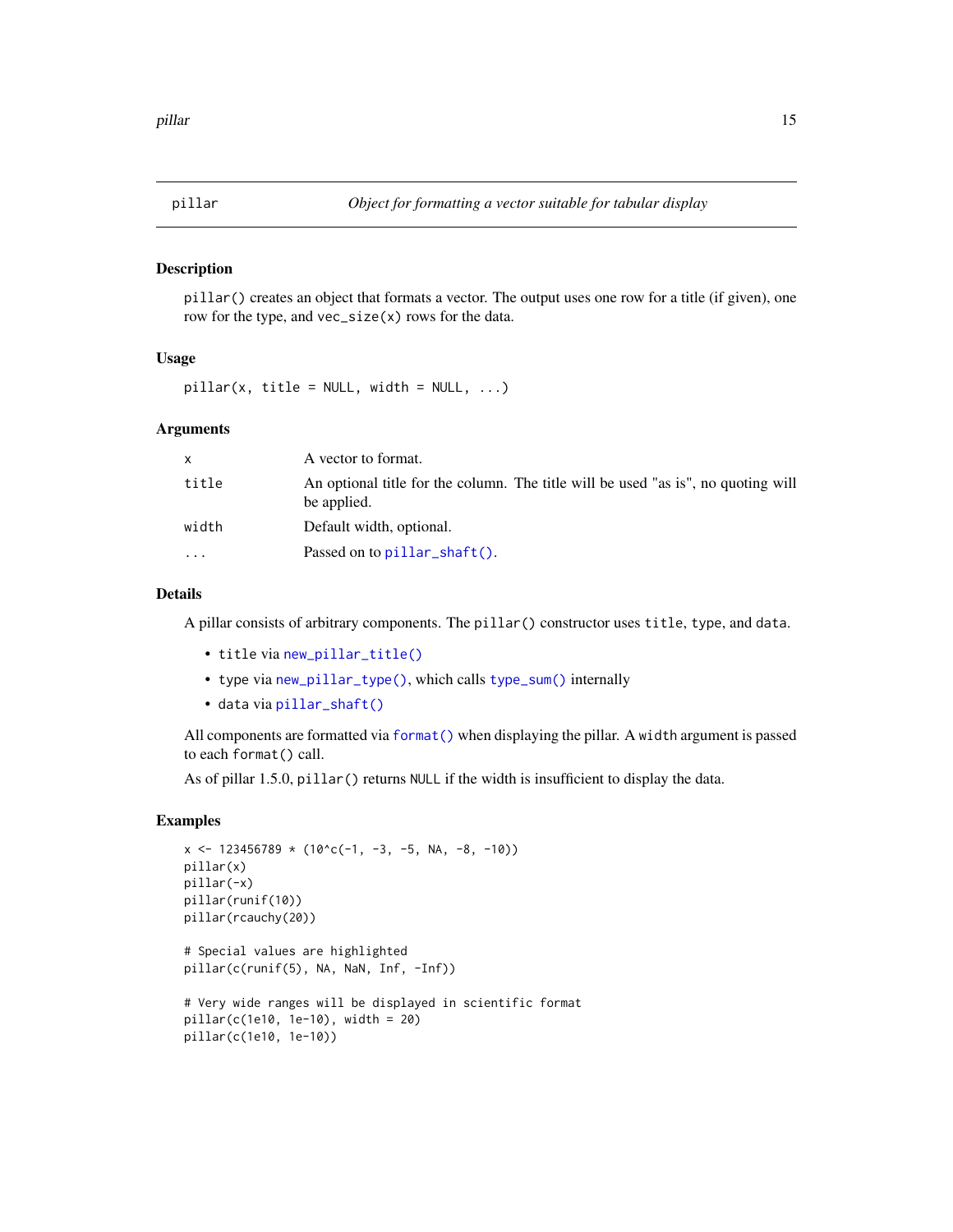# pillar — *Object for formatting a vector suitable for tabular display*

## Description

`pillar()` creates an object that formats a vector. The output uses one row for a title (if given), one row for the type, and `vec_size(x)` rows for the data.

## Usage

```
pillar(x, title = NULL, width = NULL, ...)
```

## Arguments

| | |
|---|---|
| `x` | A vector to format. |
| `title` | An optional title for the column. The title will be used "as is", no quoting will be applied. |
| `width` | Default width, optional. |
| `...` | Passed on to `pillar_shaft()`. |

## Details

A pillar consists of arbitrary components. The `pillar()` constructor uses `title`, `type`, and `data`.

- `title` via `new_pillar_title()`
- `type` via `new_pillar_type()`, which calls `type_sum()` internally
- `data` via `pillar_shaft()`

All components are formatted via `format()` when displaying the pillar. A `width` argument is passed to each `format()` call.

As of pillar 1.5.0, `pillar()` returns `NULL` if the width is insufficient to display the data.

## Examples

```
x <- 123456789 * (10^c(-1, -3, -5, NA, -8, -10))
pillar(x)
pillar(-x)
pillar(runif(10))
pillar(rcauchy(20))

# Special values are highlighted
pillar(c(runif(5), NA, NaN, Inf, -Inf))

# Very wide ranges will be displayed in scientific format
pillar(c(1e10, 1e-10), width = 20)
pillar(c(1e10, 1e-10))
```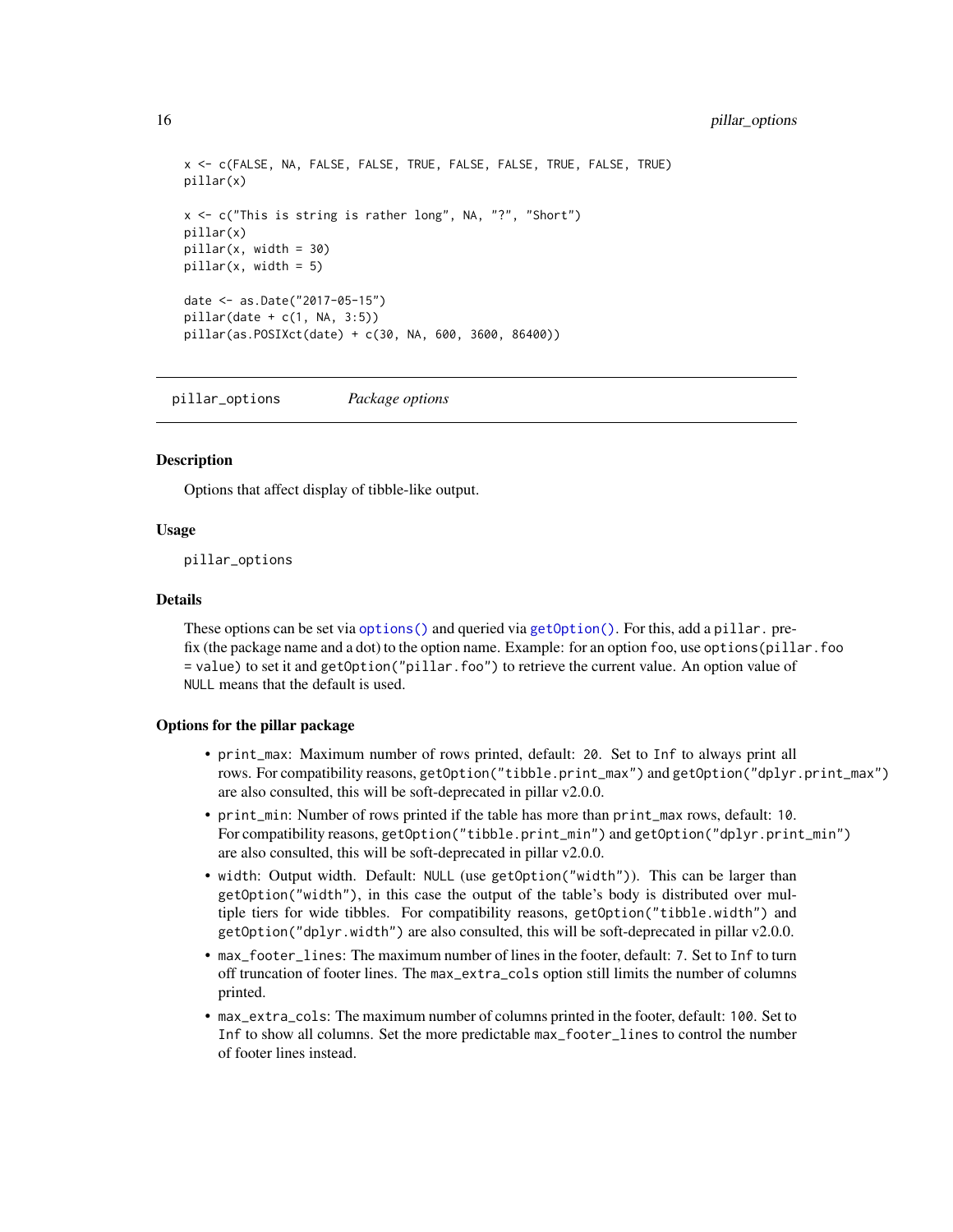```
x <- c(FALSE, NA, FALSE, FALSE, TRUE, FALSE, FALSE, TRUE, FALSE, TRUE)
pillar(x)

x <- c("This is string is rather long", NA, "?", "Short")
pillar(x)
pillar(x, width = 30)
pillar(x, width = 5)

date <- as.Date("2017-05-15")
pillar(date + c(1, NA, 3:5))
pillar(as.POSIXct(date) + c(30, NA, 600, 3600, 86400))
```

## pillar_options *Package options*

### Description

Options that affect display of tibble-like output.

### Usage

```
pillar_options
```

### Details

These options can be set via `options()` and queried via `getOption()`. For this, add a `pillar.` prefix (the package name and a dot) to the option name. Example: for an option `foo`, use `options(pillar.foo = value)` to set it and `getOption("pillar.foo")` to retrieve the current value. An option value of `NULL` means that the default is used.

### Options for the pillar package

- `print_max`: Maximum number of rows printed, default: `20`. Set to `Inf` to always print all rows. For compatibility reasons, `getOption("tibble.print_max")` and `getOption("dplyr.print_max")` are also consulted, this will be soft-deprecated in pillar v2.0.0.
- `print_min`: Number of rows printed if the table has more than `print_max` rows, default: `10`. For compatibility reasons, `getOption("tibble.print_min")` and `getOption("dplyr.print_min")` are also consulted, this will be soft-deprecated in pillar v2.0.0.
- `width`: Output width. Default: `NULL` (use `getOption("width")`). This can be larger than `getOption("width")`, in this case the output of the table's body is distributed over multiple tiers for wide tibbles. For compatibility reasons, `getOption("tibble.width")` and `getOption("dplyr.width")` are also consulted, this will be soft-deprecated in pillar v2.0.0.
- `max_footer_lines`: The maximum number of lines in the footer, default: `7`. Set to `Inf` to turn off truncation of footer lines. The `max_extra_cols` option still limits the number of columns printed.
- `max_extra_cols`: The maximum number of columns printed in the footer, default: `100`. Set to `Inf` to show all columns. Set the more predictable `max_footer_lines` to control the number of footer lines instead.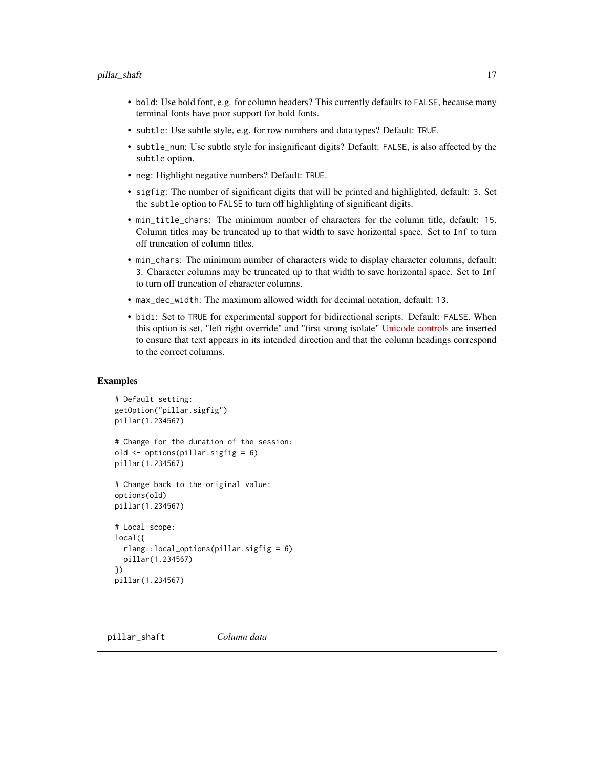- `bold`: Use bold font, e.g. for column headers? This currently defaults to `FALSE`, because many terminal fonts have poor support for bold fonts.
- `subtle`: Use subtle style, e.g. for row numbers and data types? Default: `TRUE`.
- `subtle_num`: Use subtle style for insignificant digits? Default: `FALSE`, is also affected by the `subtle` option.
- `neg`: Highlight negative numbers? Default: `TRUE`.
- `sigfig`: The number of significant digits that will be printed and highlighted, default: `3`. Set the `subtle` option to `FALSE` to turn off highlighting of significant digits.
- `min_title_chars`: The minimum number of characters for the column title, default: `15`. Column titles may be truncated up to that width to save horizontal space. Set to `Inf` to turn off truncation of column titles.
- `min_chars`: The minimum number of characters wide to display character columns, default: `3`. Character columns may be truncated up to that width to save horizontal space. Set to `Inf` to turn off truncation of character columns.
- `max_dec_width`: The maximum allowed width for decimal notation, default: `13`.
- `bidi`: Set to `TRUE` for experimental support for bidirectional scripts. Default: `FALSE`. When this option is set, "left right override" and "first strong isolate" Unicode controls are inserted to ensure that text appears in its intended direction and that the column headings correspond to the correct columns.

## Examples

```
# Default setting:
getOption("pillar.sigfig")
pillar(1.234567)

# Change for the duration of the session:
old <- options(pillar.sigfig = 6)
pillar(1.234567)

# Change back to the original value:
options(old)
pillar(1.234567)

# Local scope:
local({
  rlang::local_options(pillar.sigfig = 6)
  pillar(1.234567)
})
pillar(1.234567)
```

---

# `pillar_shaft` *Column data*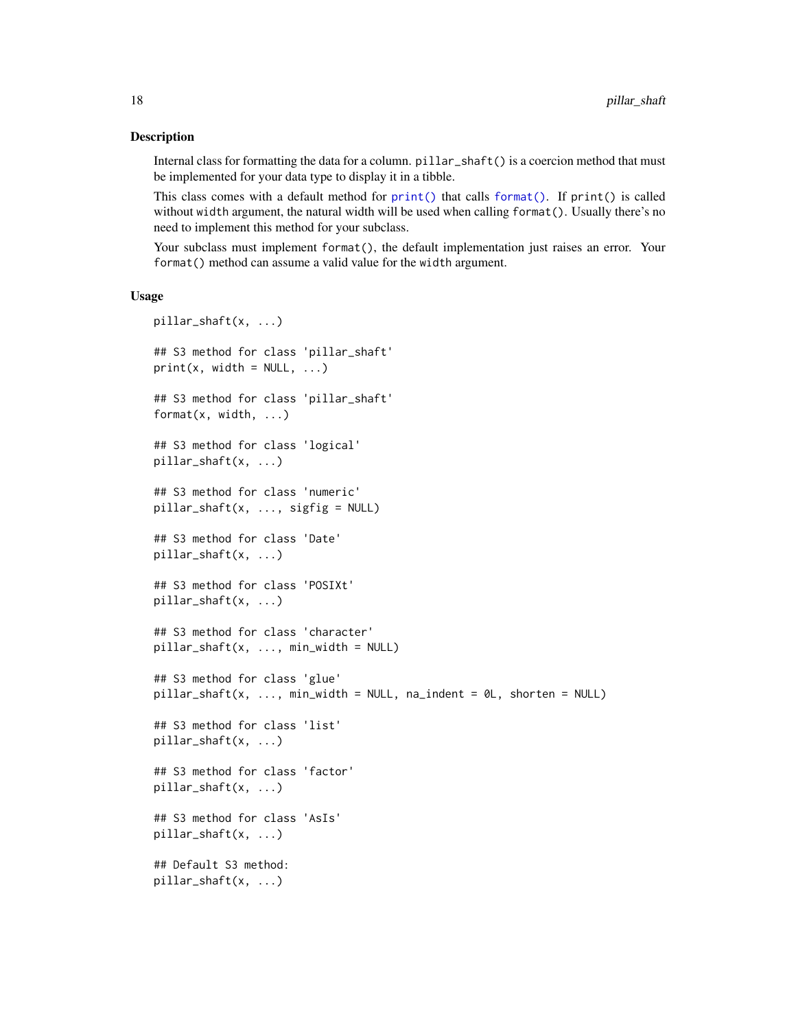## Description

Internal class for formatting the data for a column. `pillar_shaft()` is a coercion method that must be implemented for your data type to display it in a tibble.

This class comes with a default method for `print()` that calls `format()`. If `print()` is called without `width` argument, the natural width will be used when calling `format()`. Usually there's no need to implement this method for your subclass.

Your subclass must implement `format()`, the default implementation just raises an error. Your `format()` method can assume a valid value for the `width` argument.

## Usage

```
pillar_shaft(x, ...)

## S3 method for class 'pillar_shaft'
print(x, width = NULL, ...)

## S3 method for class 'pillar_shaft'
format(x, width, ...)

## S3 method for class 'logical'
pillar_shaft(x, ...)

## S3 method for class 'numeric'
pillar_shaft(x, ..., sigfig = NULL)

## S3 method for class 'Date'
pillar_shaft(x, ...)

## S3 method for class 'POSIXt'
pillar_shaft(x, ...)

## S3 method for class 'character'
pillar_shaft(x, ..., min_width = NULL)

## S3 method for class 'glue'
pillar_shaft(x, ..., min_width = NULL, na_indent = 0L, shorten = NULL)

## S3 method for class 'list'
pillar_shaft(x, ...)

## S3 method for class 'factor'
pillar_shaft(x, ...)

## S3 method for class 'AsIs'
pillar_shaft(x, ...)

## Default S3 method:
pillar_shaft(x, ...)
```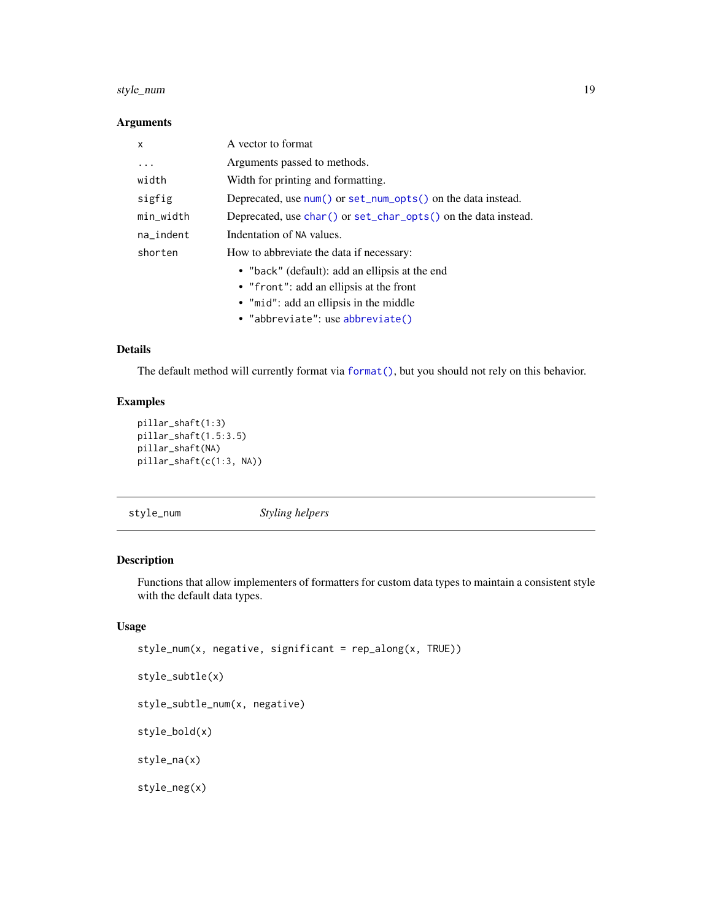## Arguments

| | |
|---|---|
| `x` | A vector to format |
| `...` | Arguments passed to methods. |
| `width` | Width for printing and formatting. |
| `sigfig` | Deprecated, use `num()` or `set_num_opts()` on the data instead. |
| `min_width` | Deprecated, use `char()` or `set_char_opts()` on the data instead. |
| `na_indent` | Indentation of `NA` values. |
| `shorten` | How to abbreviate the data if necessary: <br>• `"back"` (default): add an ellipsis at the end <br>• `"front"`: add an ellipsis at the front <br>• `"mid"`: add an ellipsis in the middle <br>• `"abbreviate"`: use `abbreviate()` |

## Details

The default method will currently format via `format()`, but you should not rely on this behavior.

## Examples

```
pillar_shaft(1:3)
pillar_shaft(1.5:3.5)
pillar_shaft(NA)
pillar_shaft(c(1:3, NA))
```

---

# style_num &nbsp;&nbsp;&nbsp;&nbsp; *Styling helpers*

---

## Description

Functions that allow implementers of formatters for custom data types to maintain a consistent style with the default data types.

## Usage

```
style_num(x, negative, significant = rep_along(x, TRUE))

style_subtle(x)

style_subtle_num(x, negative)

style_bold(x)

style_na(x)

style_neg(x)
```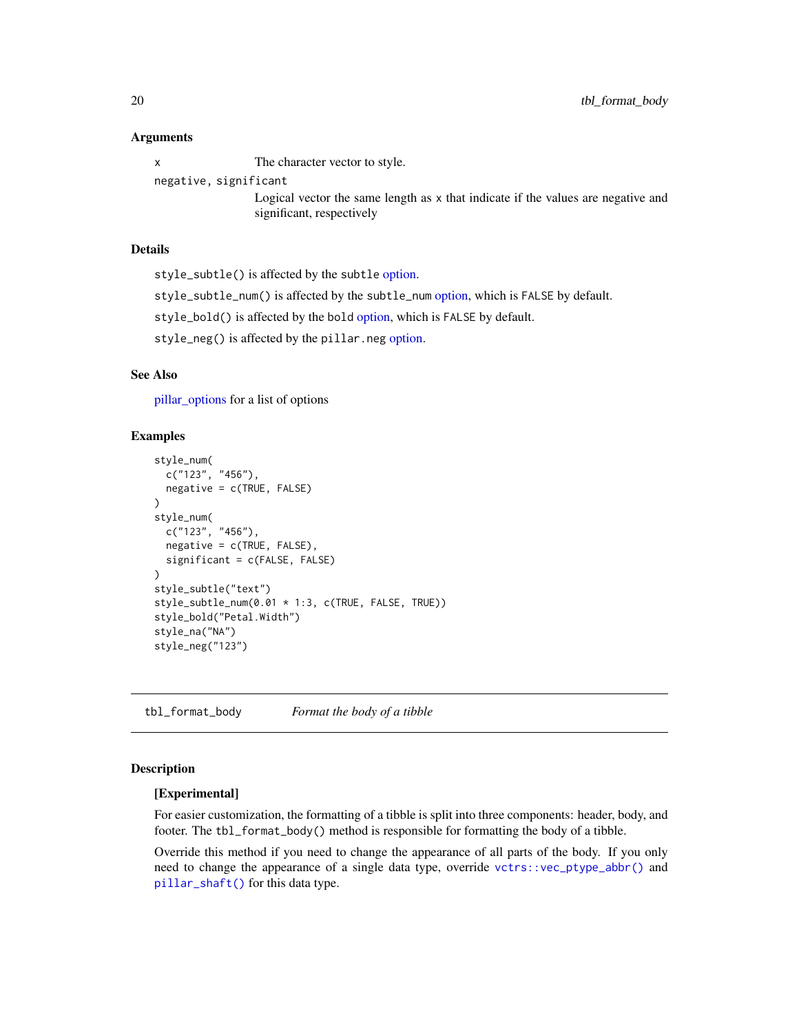### Arguments

`x` The character vector to style.

`negative, significant`
Logical vector the same length as `x` that indicate if the values are negative and significant, respectively

### Details

`style_subtle()` is affected by the `subtle` option.

`style_subtle_num()` is affected by the `subtle_num` option, which is `FALSE` by default.

`style_bold()` is affected by the `bold` option, which is `FALSE` by default.

`style_neg()` is affected by the `pillar.neg` option.

### See Also

pillar_options for a list of options

### Examples

```
style_num(
  c("123", "456"),
  negative = c(TRUE, FALSE)
)
style_num(
  c("123", "456"),
  negative = c(TRUE, FALSE),
  significant = c(FALSE, FALSE)
)
style_subtle("text")
style_subtle_num(0.01 * 1:3, c(TRUE, FALSE, TRUE))
style_bold("Petal.Width")
style_na("NA")
style_neg("123")
```

---

## tbl_format_body *Format the body of a tibble*

---

### Description

**[Experimental]**

For easier customization, the formatting of a tibble is split into three components: header, body, and footer. The `tbl_format_body()` method is responsible for formatting the body of a tibble.

Override this method if you need to change the appearance of all parts of the body. If you only need to change the appearance of a single data type, override `vctrs::vec_ptype_abbr()` and `pillar_shaft()` for this data type.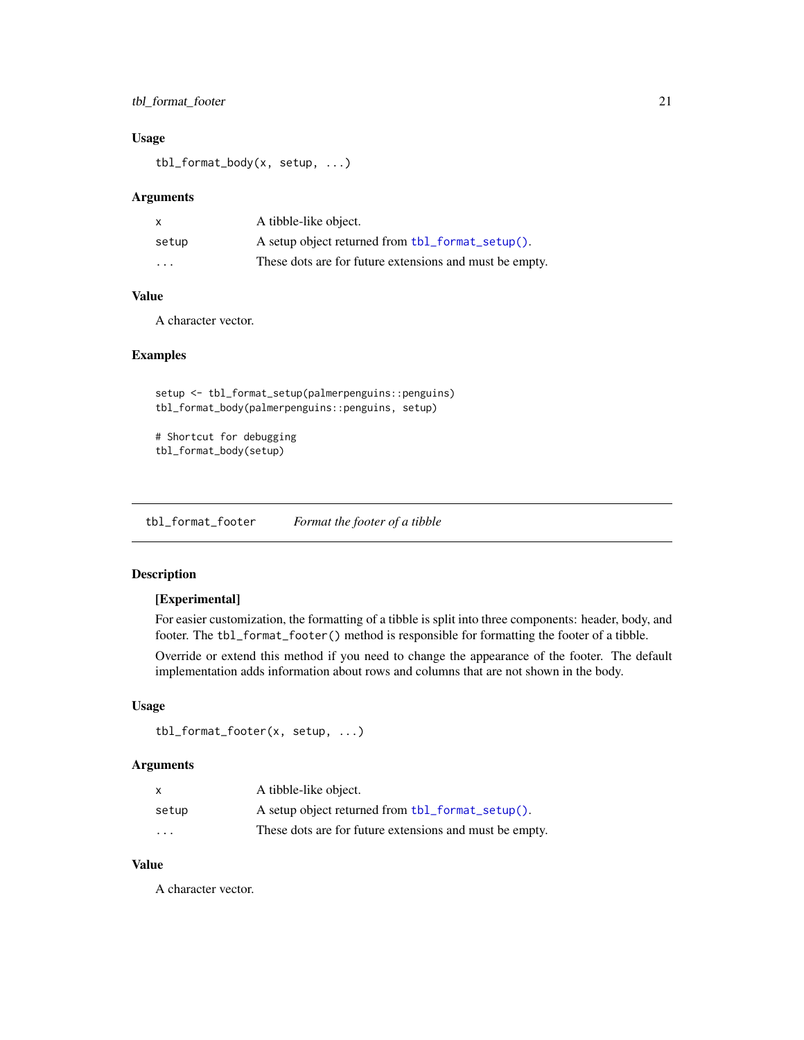### Usage

```
tbl_format_body(x, setup, ...)
```

### Arguments

| | |
|---|---|
| x | A tibble-like object. |
| setup | A setup object returned from `tbl_format_setup()`. |
| ... | These dots are for future extensions and must be empty. |

### Value

A character vector.

### Examples

```
setup <- tbl_format_setup(palmerpenguins::penguins)
tbl_format_body(palmerpenguins::penguins, setup)

# Shortcut for debugging
tbl_format_body(setup)
```

---

## tbl_format_footer    *Format the footer of a tibble*

### Description

**[Experimental]**

For easier customization, the formatting of a tibble is split into three components: header, body, and footer. The `tbl_format_footer()` method is responsible for formatting the footer of a tibble.

Override or extend this method if you need to change the appearance of the footer. The default implementation adds information about rows and columns that are not shown in the body.

### Usage

```
tbl_format_footer(x, setup, ...)
```

### Arguments

| | |
|---|---|
| x | A tibble-like object. |
| setup | A setup object returned from `tbl_format_setup()`. |
| ... | These dots are for future extensions and must be empty. |

### Value

A character vector.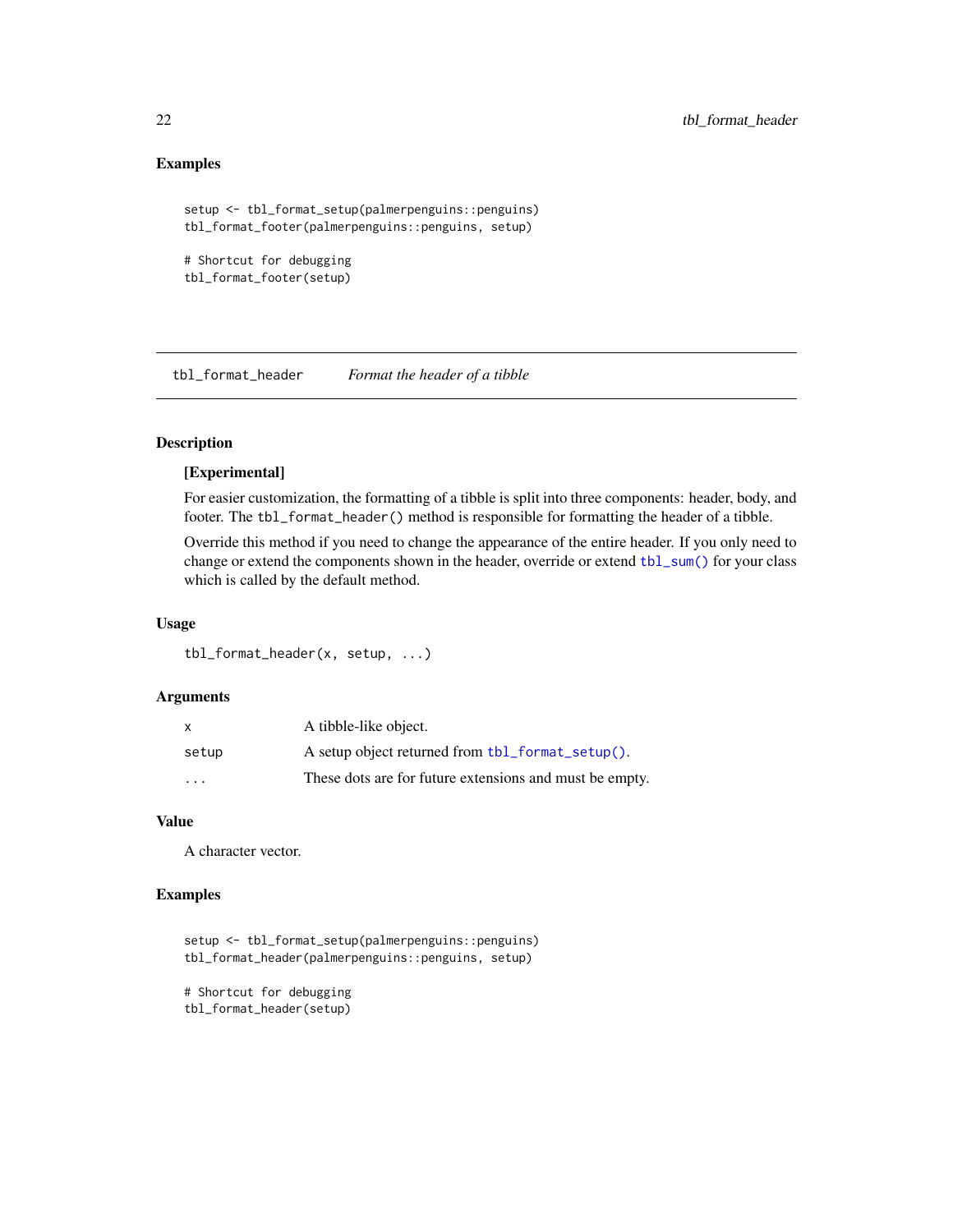## Examples

```
setup <- tbl_format_setup(palmerpenguins::penguins)
tbl_format_footer(palmerpenguins::penguins, setup)

# Shortcut for debugging
tbl_format_footer(setup)
```

---

## tbl_format_header *Format the header of a tibble*

---

### Description

**[Experimental]**

For easier customization, the formatting of a tibble is split into three components: header, body, and footer. The `tbl_format_header()` method is responsible for formatting the header of a tibble.

Override this method if you need to change the appearance of the entire header. If you only need to change or extend the components shown in the header, override or extend `tbl_sum()` for your class which is called by the default method.

### Usage

```
tbl_format_header(x, setup, ...)
```

### Arguments

| | |
|---|---|
| `x` | A tibble-like object. |
| `setup` | A setup object returned from `tbl_format_setup()`. |
| `...` | These dots are for future extensions and must be empty. |

### Value

A character vector.

### Examples

```
setup <- tbl_format_setup(palmerpenguins::penguins)
tbl_format_header(palmerpenguins::penguins, setup)

# Shortcut for debugging
tbl_format_header(setup)
```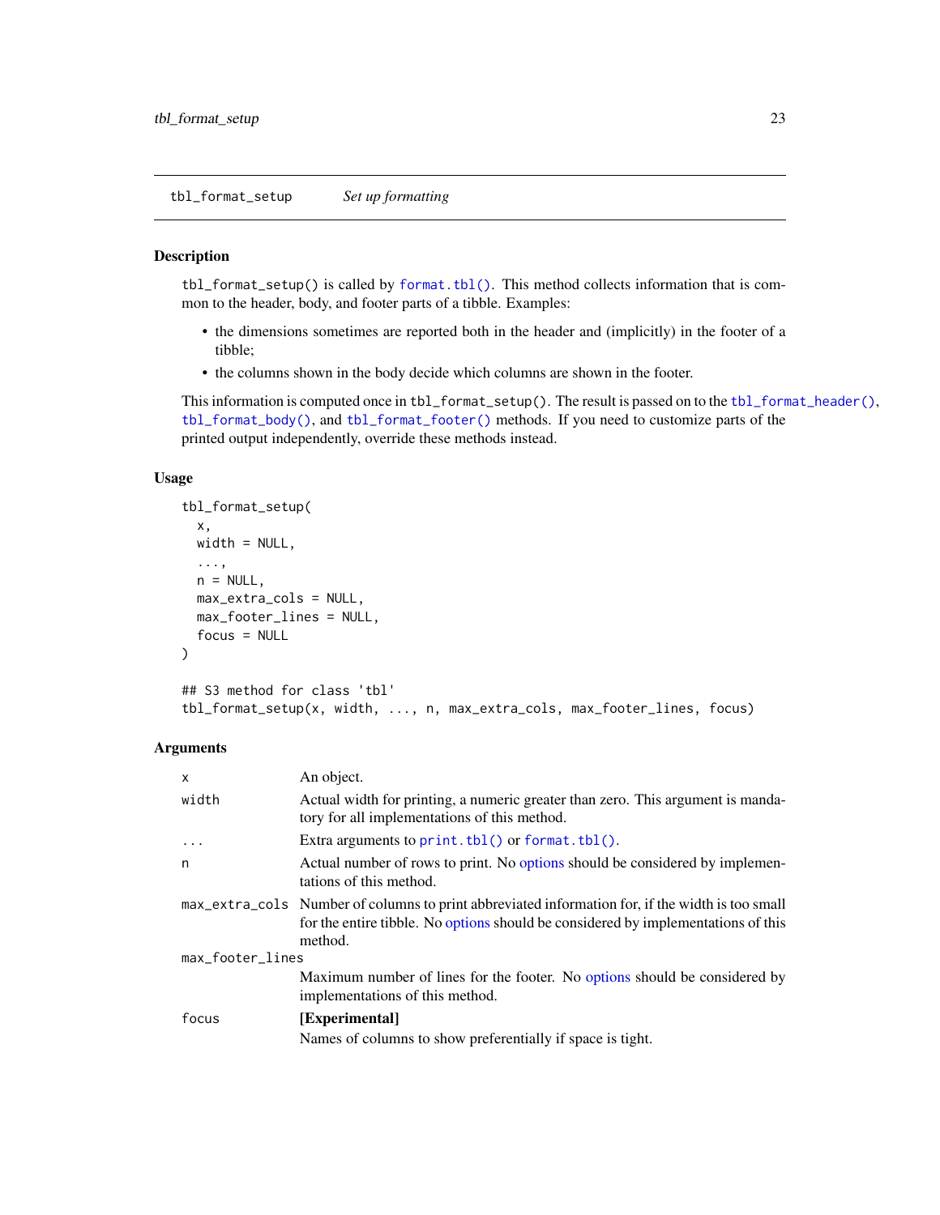# tbl_format_setup — *Set up formatting*

## Description

`tbl_format_setup()` is called by `format.tbl()`. This method collects information that is common to the header, body, and footer parts of a tibble. Examples:

- the dimensions sometimes are reported both in the header and (implicitly) in the footer of a tibble;
- the columns shown in the body decide which columns are shown in the footer.

This information is computed once in `tbl_format_setup()`. The result is passed on to the `tbl_format_header()`, `tbl_format_body()`, and `tbl_format_footer()` methods. If you need to customize parts of the printed output independently, override these methods instead.

## Usage

```
tbl_format_setup(
  x,
  width = NULL,
  ...,
  n = NULL,
  max_extra_cols = NULL,
  max_footer_lines = NULL,
  focus = NULL
)

## S3 method for class 'tbl'
tbl_format_setup(x, width, ..., n, max_extra_cols, max_footer_lines, focus)
```

## Arguments

| Argument | Description |
|---|---|
| `x` | An object. |
| `width` | Actual width for printing, a numeric greater than zero. This argument is mandatory for all implementations of this method. |
| `...` | Extra arguments to `print.tbl()` or `format.tbl()`. |
| `n` | Actual number of rows to print. No options should be considered by implementations of this method. |
| `max_extra_cols` | Number of columns to print abbreviated information for, if the width is too small for the entire tibble. No options should be considered by implementations of this method. |
| `max_footer_lines` | Maximum number of lines for the footer. No options should be considered by implementations of this method. |
| `focus` | **[Experimental]** Names of columns to show preferentially if space is tight. |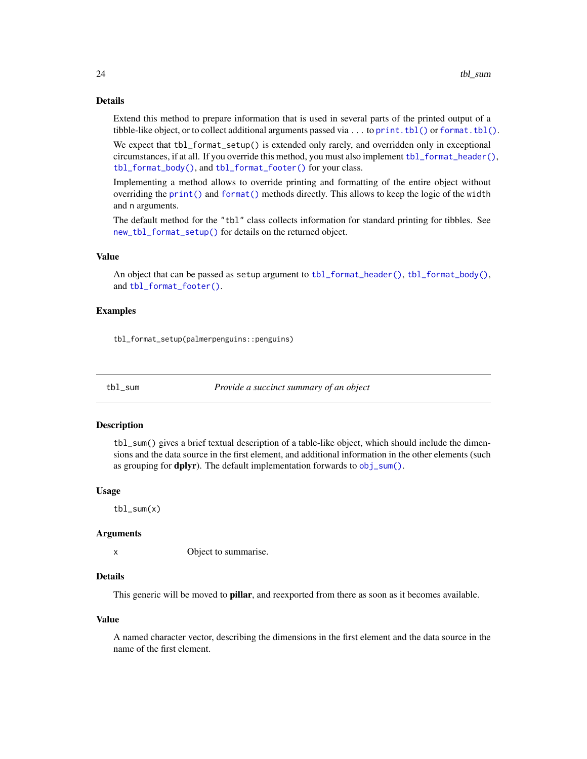### Details

Extend this method to prepare information that is used in several parts of the printed output of a tibble-like object, or to collect additional arguments passed via ... to `print.tbl()` or `format.tbl()`.

We expect that `tbl_format_setup()` is extended only rarely, and overridden only in exceptional circumstances, if at all. If you override this method, you must also implement `tbl_format_header()`, `tbl_format_body()`, and `tbl_format_footer()` for your class.

Implementing a method allows to override printing and formatting of the entire object without overriding the `print()` and `format()` methods directly. This allows to keep the logic of the `width` and `n` arguments.

The default method for the `"tbl"` class collects information for standard printing for tibbles. See `new_tbl_format_setup()` for details on the returned object.

### Value

An object that can be passed as `setup` argument to `tbl_format_header()`, `tbl_format_body()`, and `tbl_format_footer()`.

### Examples

```
tbl_format_setup(palmerpenguins::penguins)
```

---

## tbl_sum — *Provide a succinct summary of an object*

---

### Description

`tbl_sum()` gives a brief textual description of a table-like object, which should include the dimensions and the data source in the first element, and additional information in the other elements (such as grouping for **dplyr**). The default implementation forwards to `obj_sum()`.

### Usage

```
tbl_sum(x)
```

### Arguments

| | |
|---|---|
| x | Object to summarise. |

### Details

This generic will be moved to **pillar**, and reexported from there as soon as it becomes available.

### Value

A named character vector, describing the dimensions in the first element and the data source in the name of the first element.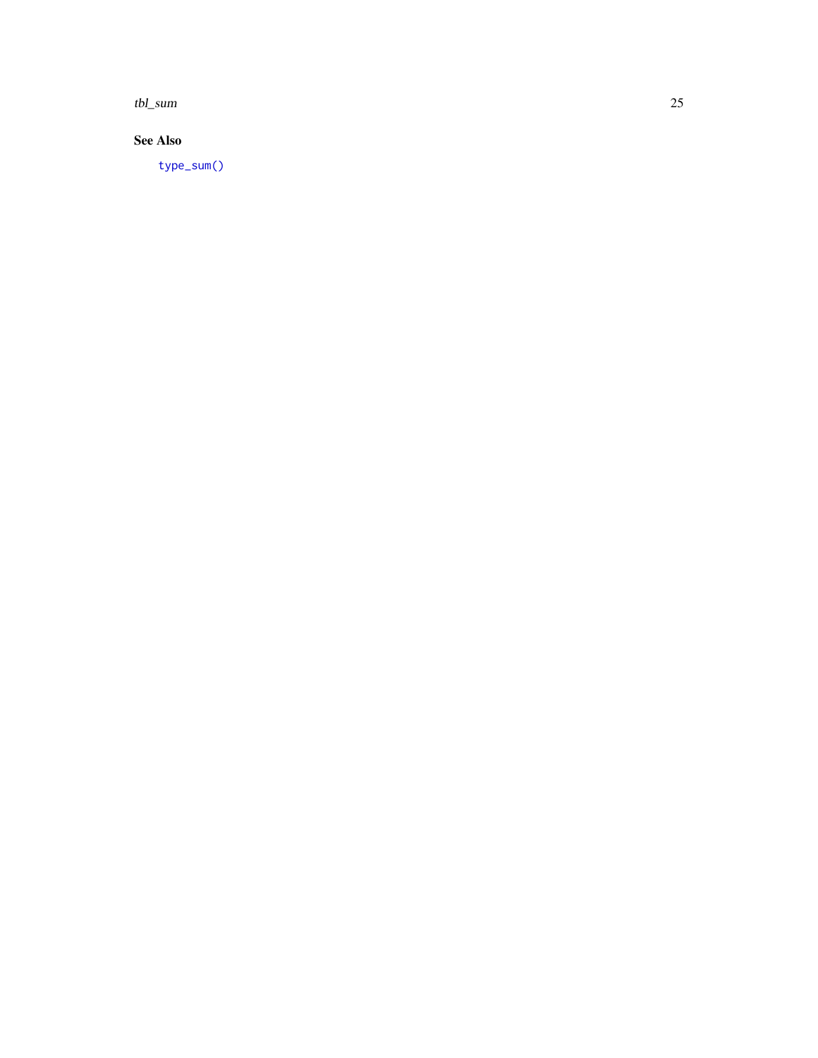## See Also

`type_sum()`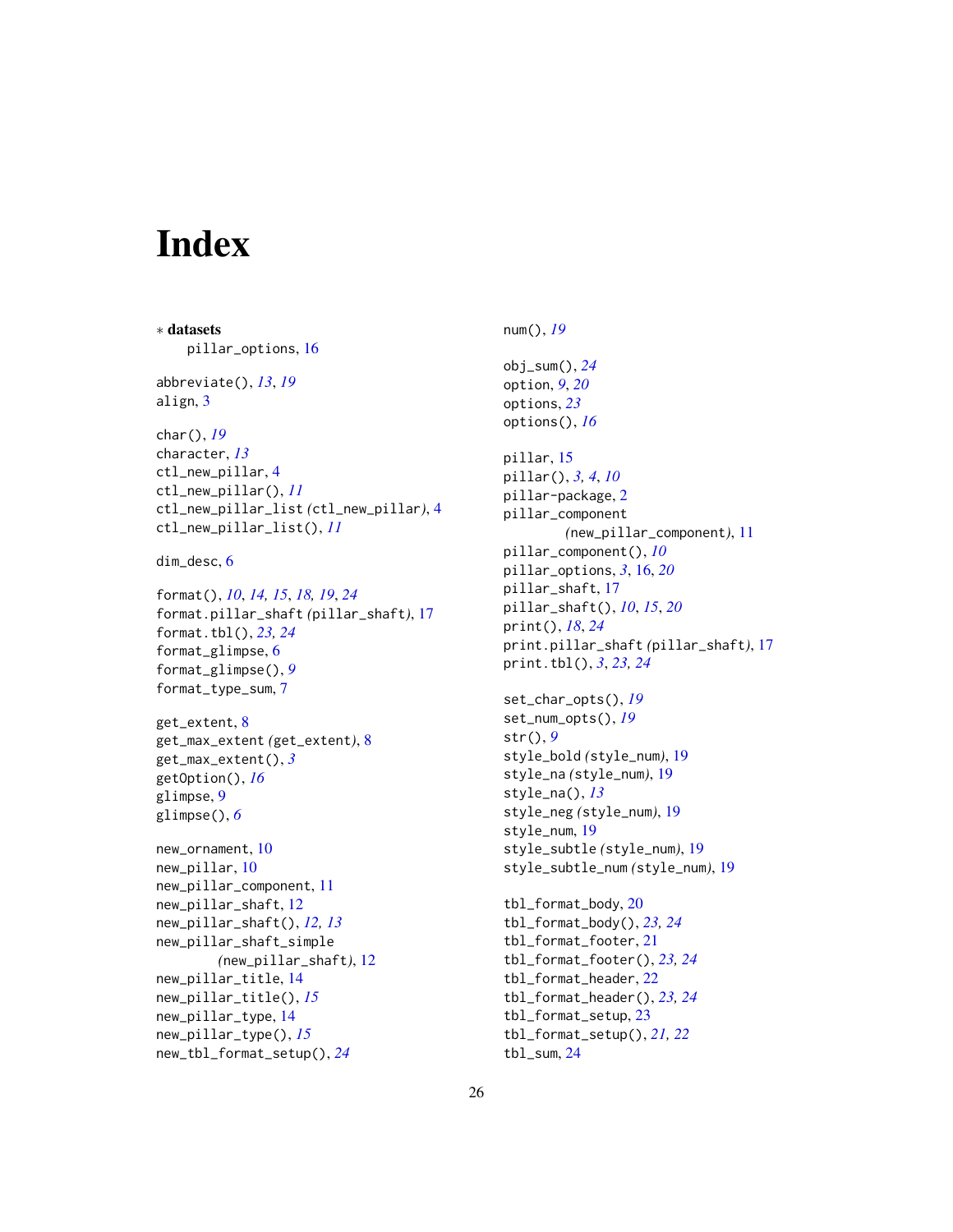# Index

∗ **datasets**
    pillar_options, 16

abbreviate(), *13*, *19*
align, 3

char(), *19*
character, *13*
ctl_new_pillar, 4
ctl_new_pillar(), *11*
ctl_new_pillar_list *(*ctl_new_pillar*)*, 4
ctl_new_pillar_list(), *11*

dim_desc, 6

format(), *10*, *14, 15*, *18, 19*, *24*
format.pillar_shaft *(*pillar_shaft*)*, 17
format.tbl(), *23, 24*
format_glimpse, 6
format_glimpse(), *9*
format_type_sum, 7

get_extent, 8
get_max_extent *(*get_extent*)*, 8
get_max_extent(), *3*
getOption(), *16*
glimpse, 9
glimpse(), *6*

new_ornament, 10
new_pillar, 10
new_pillar_component, 11
new_pillar_shaft, 12
new_pillar_shaft(), *12, 13*
new_pillar_shaft_simple
        *(*new_pillar_shaft*)*, 12
new_pillar_title, 14
new_pillar_title(), *15*
new_pillar_type, 14
new_pillar_type(), *15*
new_tbl_format_setup(), *24*

num(), *19*

obj_sum(), *24*
option, *9*, *20*
options, *23*
options(), *16*

pillar, 15
pillar(), *3, 4*, *10*
pillar-package, 2
pillar_component
        *(*new_pillar_component*)*, 11
pillar_component(), *10*
pillar_options, *3*, 16, *20*
pillar_shaft, 17
pillar_shaft(), *10*, *15*, *20*
print(), *18*, *24*
print.pillar_shaft *(*pillar_shaft*)*, 17
print.tbl(), *3*, *23, 24*

set_char_opts(), *19*
set_num_opts(), *19*
str(), *9*
style_bold *(*style_num*)*, 19
style_na *(*style_num*)*, 19
style_na(), *13*
style_neg *(*style_num*)*, 19
style_num, 19
style_subtle *(*style_num*)*, 19
style_subtle_num *(*style_num*)*, 19

tbl_format_body, 20
tbl_format_body(), *23, 24*
tbl_format_footer, 21
tbl_format_footer(), *23, 24*
tbl_format_header, 22
tbl_format_header(), *23, 24*
tbl_format_setup, 23
tbl_format_setup(), *21, 22*
tbl_sum, 24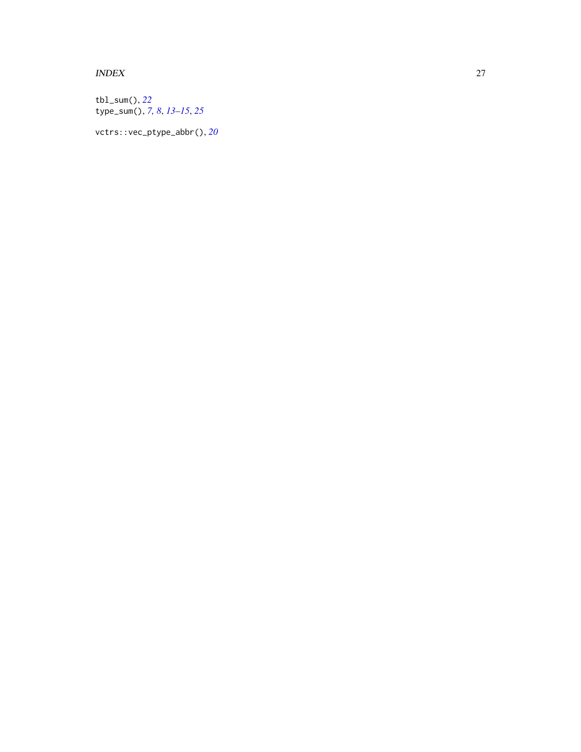tbl_sum(), *22*
type_sum(), *7, 8*, *13–15*, *25*

vctrs::vec_ptype_abbr(), *20*